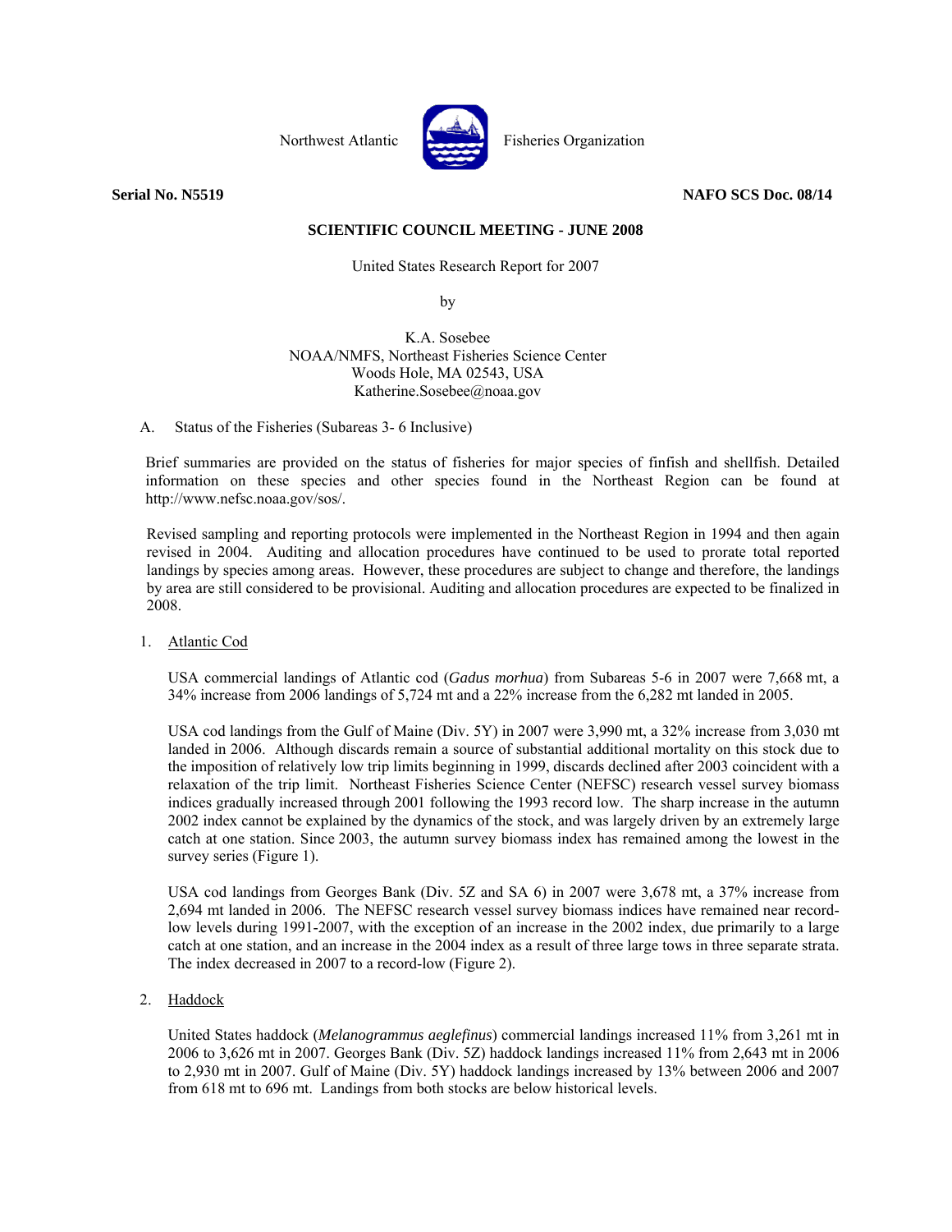Northwest Atlantic Fisheries Organization

**Serial No. N5519** **NAFO SCS Doc. 08/14**

**SCIENTIFIC COUNCIL MEETING - JUNE 2008**

United States Research Report for 2007

by

K.A. Sosebee
NOAA/NMFS, Northeast Fisheries Science Center
Woods Hole, MA 02543, USA
Katherine.Sosebee@noaa.gov

A. Status of the Fisheries (Subareas 3- 6 Inclusive)

Brief summaries are provided on the status of fisheries for major species of finfish and shellfish. Detailed information on these species and other species found in the Northeast Region can be found at http://www.nefsc.noaa.gov/sos/.

Revised sampling and reporting protocols were implemented in the Northeast Region in 1994 and then again revised in 2004. Auditing and allocation procedures have continued to be used to prorate total reported landings by species among areas. However, these procedures are subject to change and therefore, the landings by area are still considered to be provisional. Auditing and allocation procedures are expected to be finalized in 2008.

1. Atlantic Cod

USA commercial landings of Atlantic cod (*Gadus morhua*) from Subareas 5-6 in 2007 were 7,668 mt, a 34% increase from 2006 landings of 5,724 mt and a 22% increase from the 6,282 mt landed in 2005.

USA cod landings from the Gulf of Maine (Div. 5Y) in 2007 were 3,990 mt, a 32% increase from 3,030 mt landed in 2006. Although discards remain a source of substantial additional mortality on this stock due to the imposition of relatively low trip limits beginning in 1999, discards declined after 2003 coincident with a relaxation of the trip limit. Northeast Fisheries Science Center (NEFSC) research vessel survey biomass indices gradually increased through 2001 following the 1993 record low. The sharp increase in the autumn 2002 index cannot be explained by the dynamics of the stock, and was largely driven by an extremely large catch at one station. Since 2003, the autumn survey biomass index has remained among the lowest in the survey series (Figure 1).

USA cod landings from Georges Bank (Div. 5Z and SA 6) in 2007 were 3,678 mt, a 37% increase from 2,694 mt landed in 2006. The NEFSC research vessel survey biomass indices have remained near record-low levels during 1991-2007, with the exception of an increase in the 2002 index, due primarily to a large catch at one station, and an increase in the 2004 index as a result of three large tows in three separate strata. The index decreased in 2007 to a record-low (Figure 2).

2. Haddock

United States haddock (*Melanogrammus aeglefinus*) commercial landings increased 11% from 3,261 mt in 2006 to 3,626 mt in 2007. Georges Bank (Div. 5Z) haddock landings increased 11% from 2,643 mt in 2006 to 2,930 mt in 2007. Gulf of Maine (Div. 5Y) haddock landings increased by 13% between 2006 and 2007 from 618 mt to 696 mt. Landings from both stocks are below historical levels.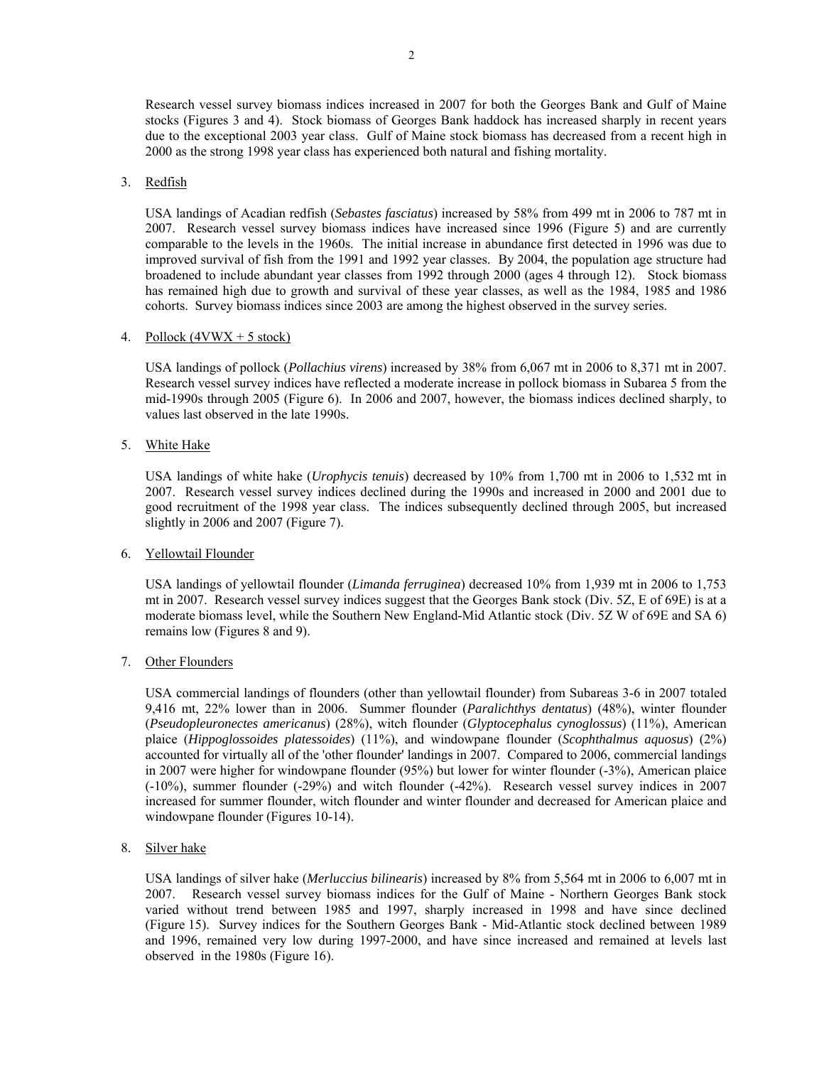Research vessel survey biomass indices increased in 2007 for both the Georges Bank and Gulf of Maine stocks (Figures 3 and 4). Stock biomass of Georges Bank haddock has increased sharply in recent years due to the exceptional 2003 year class. Gulf of Maine stock biomass has decreased from a recent high in 2000 as the strong 1998 year class has experienced both natural and fishing mortality.

3. Redfish

USA landings of Acadian redfish (*Sebastes fasciatus*) increased by 58% from 499 mt in 2006 to 787 mt in 2007. Research vessel survey biomass indices have increased since 1996 (Figure 5) and are currently comparable to the levels in the 1960s. The initial increase in abundance first detected in 1996 was due to improved survival of fish from the 1991 and 1992 year classes. By 2004, the population age structure had broadened to include abundant year classes from 1992 through 2000 (ages 4 through 12). Stock biomass has remained high due to growth and survival of these year classes, as well as the 1984, 1985 and 1986 cohorts. Survey biomass indices since 2003 are among the highest observed in the survey series.

4. Pollock (4VWX + 5 stock)

USA landings of pollock (*Pollachius virens*) increased by 38% from 6,067 mt in 2006 to 8,371 mt in 2007. Research vessel survey indices have reflected a moderate increase in pollock biomass in Subarea 5 from the mid-1990s through 2005 (Figure 6). In 2006 and 2007, however, the biomass indices declined sharply, to values last observed in the late 1990s.

5. White Hake

USA landings of white hake (*Urophycis tenuis*) decreased by 10% from 1,700 mt in 2006 to 1,532 mt in 2007. Research vessel survey indices declined during the 1990s and increased in 2000 and 2001 due to good recruitment of the 1998 year class. The indices subsequently declined through 2005, but increased slightly in 2006 and 2007 (Figure 7).

6. Yellowtail Flounder

USA landings of yellowtail flounder (*Limanda ferruginea*) decreased 10% from 1,939 mt in 2006 to 1,753 mt in 2007. Research vessel survey indices suggest that the Georges Bank stock (Div. 5Z, E of 69E) is at a moderate biomass level, while the Southern New England-Mid Atlantic stock (Div. 5Z W of 69E and SA 6) remains low (Figures 8 and 9).

7. Other Flounders

USA commercial landings of flounders (other than yellowtail flounder) from Subareas 3-6 in 2007 totaled 9,416 mt, 22% lower than in 2006. Summer flounder (*Paralichthys dentatus*) (48%), winter flounder (*Pseudopleuronectes americanus*) (28%), witch flounder (*Glyptocephalus cynoglossus*) (11%), American plaice (*Hippoglossoides platessoides*) (11%), and windowpane flounder (*Scophthalmus aquosus*) (2%) accounted for virtually all of the 'other flounder' landings in 2007. Compared to 2006, commercial landings in 2007 were higher for windowpane flounder (95%) but lower for winter flounder (-3%), American plaice (-10%), summer flounder (-29%) and witch flounder (-42%). Research vessel survey indices in 2007 increased for summer flounder, witch flounder and winter flounder and decreased for American plaice and windowpane flounder (Figures 10-14).

8. Silver hake

USA landings of silver hake (*Merluccius bilinearis*) increased by 8% from 5,564 mt in 2006 to 6,007 mt in 2007. Research vessel survey biomass indices for the Gulf of Maine - Northern Georges Bank stock varied without trend between 1985 and 1997, sharply increased in 1998 and have since declined (Figure 15). Survey indices for the Southern Georges Bank - Mid-Atlantic stock declined between 1989 and 1996, remained very low during 1997-2000, and have since increased and remained at levels last observed in the 1980s (Figure 16).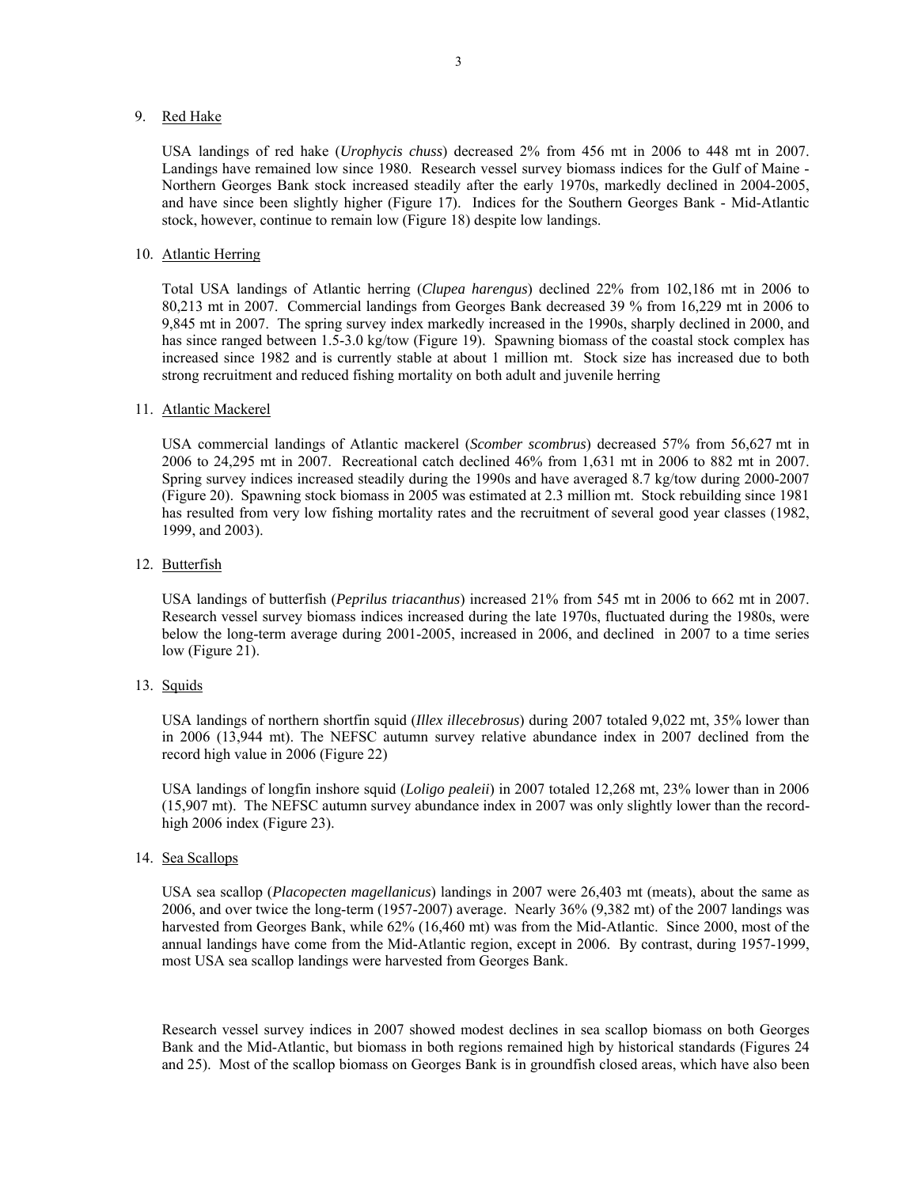9. Red Hake

   USA landings of red hake (*Urophycis chuss*) decreased 2% from 456 mt in 2006 to 448 mt in 2007. Landings have remained low since 1980. Research vessel survey biomass indices for the Gulf of Maine - Northern Georges Bank stock increased steadily after the early 1970s, markedly declined in 2004-2005, and have since been slightly higher (Figure 17). Indices for the Southern Georges Bank - Mid-Atlantic stock, however, continue to remain low (Figure 18) despite low landings.

10. Atlantic Herring

    Total USA landings of Atlantic herring (*Clupea harengus*) declined 22% from 102,186 mt in 2006 to 80,213 mt in 2007. Commercial landings from Georges Bank decreased 39 % from 16,229 mt in 2006 to 9,845 mt in 2007. The spring survey index markedly increased in the 1990s, sharply declined in 2000, and has since ranged between 1.5-3.0 kg/tow (Figure 19). Spawning biomass of the coastal stock complex has increased since 1982 and is currently stable at about 1 million mt. Stock size has increased due to both strong recruitment and reduced fishing mortality on both adult and juvenile herring

11. Atlantic Mackerel

    USA commercial landings of Atlantic mackerel (*Scomber scombrus*) decreased 57% from 56,627 mt in 2006 to 24,295 mt in 2007. Recreational catch declined 46% from 1,631 mt in 2006 to 882 mt in 2007. Spring survey indices increased steadily during the 1990s and have averaged 8.7 kg/tow during 2000-2007 (Figure 20). Spawning stock biomass in 2005 was estimated at 2.3 million mt. Stock rebuilding since 1981 has resulted from very low fishing mortality rates and the recruitment of several good year classes (1982, 1999, and 2003).

12. Butterfish

    USA landings of butterfish (*Peprilus triacanthus*) increased 21% from 545 mt in 2006 to 662 mt in 2007. Research vessel survey biomass indices increased during the late 1970s, fluctuated during the 1980s, were below the long-term average during 2001-2005, increased in 2006, and declined in 2007 to a time series low (Figure 21).

13. Squids

    USA landings of northern shortfin squid (*Illex illecebrosus*) during 2007 totaled 9,022 mt, 35% lower than in 2006 (13,944 mt). The NEFSC autumn survey relative abundance index in 2007 declined from the record high value in 2006 (Figure 22)

    USA landings of longfin inshore squid (*Loligo pealeii*) in 2007 totaled 12,268 mt, 23% lower than in 2006 (15,907 mt). The NEFSC autumn survey abundance index in 2007 was only slightly lower than the record-high 2006 index (Figure 23).

14. Sea Scallops

    USA sea scallop (*Placopecten magellanicus*) landings in 2007 were 26,403 mt (meats), about the same as 2006, and over twice the long-term (1957-2007) average. Nearly 36% (9,382 mt) of the 2007 landings was harvested from Georges Bank, while 62% (16,460 mt) was from the Mid-Atlantic. Since 2000, most of the annual landings have come from the Mid-Atlantic region, except in 2006. By contrast, during 1957-1999, most USA sea scallop landings were harvested from Georges Bank.

    Research vessel survey indices in 2007 showed modest declines in sea scallop biomass on both Georges Bank and the Mid-Atlantic, but biomass in both regions remained high by historical standards (Figures 24 and 25). Most of the scallop biomass on Georges Bank is in groundfish closed areas, which have also been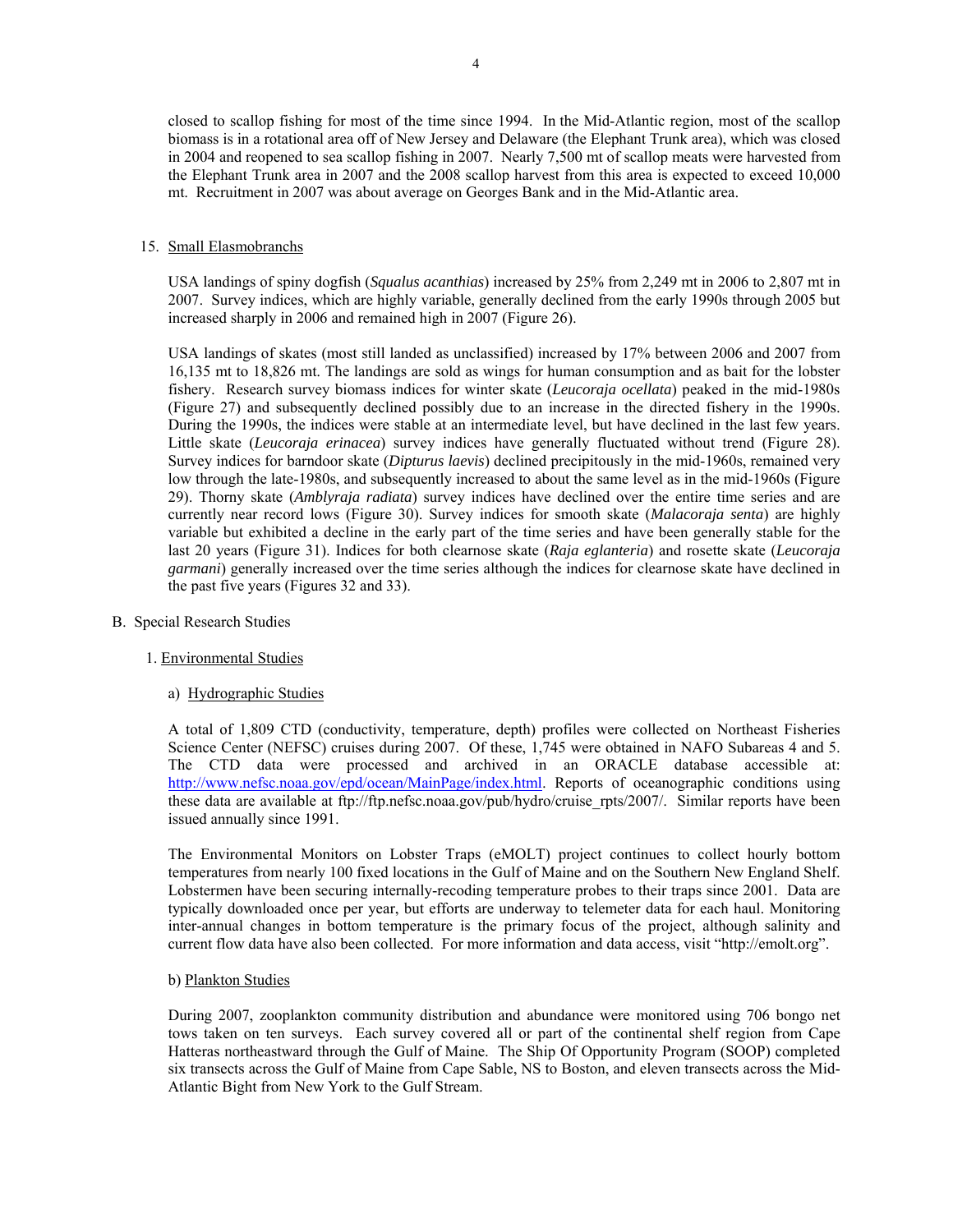closed to scallop fishing for most of the time since 1994. In the Mid-Atlantic region, most of the scallop biomass is in a rotational area off of New Jersey and Delaware (the Elephant Trunk area), which was closed in 2004 and reopened to sea scallop fishing in 2007. Nearly 7,500 mt of scallop meats were harvested from the Elephant Trunk area in 2007 and the 2008 scallop harvest from this area is expected to exceed 10,000 mt. Recruitment in 2007 was about average on Georges Bank and in the Mid-Atlantic area.

15. Small Elasmobranchs

USA landings of spiny dogfish (*Squalus acanthias*) increased by 25% from 2,249 mt in 2006 to 2,807 mt in 2007. Survey indices, which are highly variable, generally declined from the early 1990s through 2005 but increased sharply in 2006 and remained high in 2007 (Figure 26).

USA landings of skates (most still landed as unclassified) increased by 17% between 2006 and 2007 from 16,135 mt to 18,826 mt. The landings are sold as wings for human consumption and as bait for the lobster fishery. Research survey biomass indices for winter skate (*Leucoraja ocellata*) peaked in the mid-1980s (Figure 27) and subsequently declined possibly due to an increase in the directed fishery in the 1990s. During the 1990s, the indices were stable at an intermediate level, but have declined in the last few years. Little skate (*Leucoraja erinacea*) survey indices have generally fluctuated without trend (Figure 28). Survey indices for barndoor skate (*Dipturus laevis*) declined precipitously in the mid-1960s, remained very low through the late-1980s, and subsequently increased to about the same level as in the mid-1960s (Figure 29). Thorny skate (*Amblyraja radiata*) survey indices have declined over the entire time series and are currently near record lows (Figure 30). Survey indices for smooth skate (*Malacoraja senta*) are highly variable but exhibited a decline in the early part of the time series and have been generally stable for the last 20 years (Figure 31). Indices for both clearnose skate (*Raja eglanteria*) and rosette skate (*Leucoraja garmani*) generally increased over the time series although the indices for clearnose skate have declined in the past five years (Figures 32 and 33).

B. Special Research Studies

1. Environmental Studies

a) Hydrographic Studies

A total of 1,809 CTD (conductivity, temperature, depth) profiles were collected on Northeast Fisheries Science Center (NEFSC) cruises during 2007. Of these, 1,745 were obtained in NAFO Subareas 4 and 5. The CTD data were processed and archived in an ORACLE database accessible at: http://www.nefsc.noaa.gov/epd/ocean/MainPage/index.html. Reports of oceanographic conditions using these data are available at ftp://ftp.nefsc.noaa.gov/pub/hydro/cruise_rpts/2007/. Similar reports have been issued annually since 1991.

The Environmental Monitors on Lobster Traps (eMOLT) project continues to collect hourly bottom temperatures from nearly 100 fixed locations in the Gulf of Maine and on the Southern New England Shelf. Lobstermen have been securing internally-recoding temperature probes to their traps since 2001. Data are typically downloaded once per year, but efforts are underway to telemeter data for each haul. Monitoring inter-annual changes in bottom temperature is the primary focus of the project, although salinity and current flow data have also been collected. For more information and data access, visit "http://emolt.org".

b) Plankton Studies

During 2007, zooplankton community distribution and abundance were monitored using 706 bongo net tows taken on ten surveys. Each survey covered all or part of the continental shelf region from Cape Hatteras northeastward through the Gulf of Maine. The Ship Of Opportunity Program (SOOP) completed six transects across the Gulf of Maine from Cape Sable, NS to Boston, and eleven transects across the Mid-Atlantic Bight from New York to the Gulf Stream.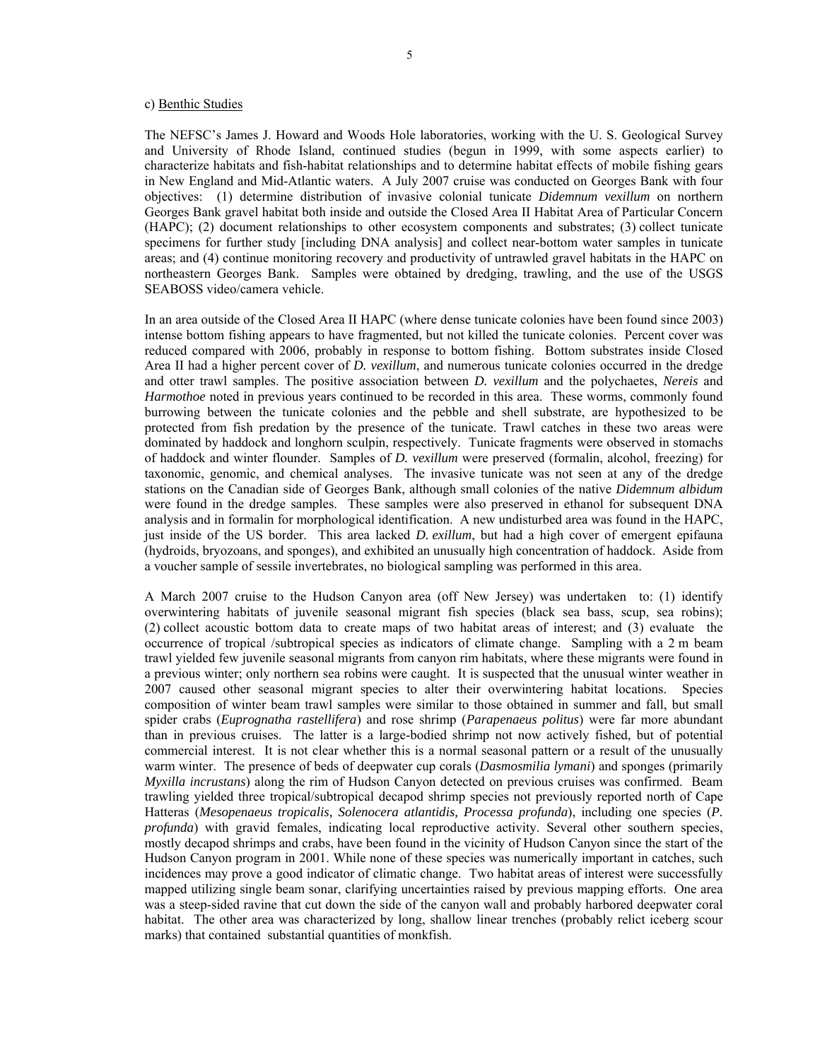c) Benthic Studies

The NEFSC's James J. Howard and Woods Hole laboratories, working with the U. S. Geological Survey and University of Rhode Island, continued studies (begun in 1999, with some aspects earlier) to characterize habitats and fish-habitat relationships and to determine habitat effects of mobile fishing gears in New England and Mid-Atlantic waters. A July 2007 cruise was conducted on Georges Bank with four objectives: (1) determine distribution of invasive colonial tunicate *Didemnum vexillum* on northern Georges Bank gravel habitat both inside and outside the Closed Area II Habitat Area of Particular Concern (HAPC); (2) document relationships to other ecosystem components and substrates; (3) collect tunicate specimens for further study [including DNA analysis] and collect near-bottom water samples in tunicate areas; and (4) continue monitoring recovery and productivity of untrawled gravel habitats in the HAPC on northeastern Georges Bank. Samples were obtained by dredging, trawling, and the use of the USGS SEABOSS video/camera vehicle.

In an area outside of the Closed Area II HAPC (where dense tunicate colonies have been found since 2003) intense bottom fishing appears to have fragmented, but not killed the tunicate colonies. Percent cover was reduced compared with 2006, probably in response to bottom fishing. Bottom substrates inside Closed Area II had a higher percent cover of *D. vexillum*, and numerous tunicate colonies occurred in the dredge and otter trawl samples. The positive association between *D. vexillum* and the polychaetes, *Nereis* and *Harmothoe* noted in previous years continued to be recorded in this area. These worms, commonly found burrowing between the tunicate colonies and the pebble and shell substrate, are hypothesized to be protected from fish predation by the presence of the tunicate. Trawl catches in these two areas were dominated by haddock and longhorn sculpin, respectively. Tunicate fragments were observed in stomachs of haddock and winter flounder. Samples of *D. vexillum* were preserved (formalin, alcohol, freezing) for taxonomic, genomic, and chemical analyses. The invasive tunicate was not seen at any of the dredge stations on the Canadian side of Georges Bank, although small colonies of the native *Didemnum albidum* were found in the dredge samples. These samples were also preserved in ethanol for subsequent DNA analysis and in formalin for morphological identification. A new undisturbed area was found in the HAPC, just inside of the US border. This area lacked *D. exillum*, but had a high cover of emergent epifauna (hydroids, bryozoans, and sponges), and exhibited an unusually high concentration of haddock. Aside from a voucher sample of sessile invertebrates, no biological sampling was performed in this area.

A March 2007 cruise to the Hudson Canyon area (off New Jersey) was undertaken to: (1) identify overwintering habitats of juvenile seasonal migrant fish species (black sea bass, scup, sea robins); (2) collect acoustic bottom data to create maps of two habitat areas of interest; and (3) evaluate the occurrence of tropical /subtropical species as indicators of climate change. Sampling with a 2 m beam trawl yielded few juvenile seasonal migrants from canyon rim habitats, where these migrants were found in a previous winter; only northern sea robins were caught. It is suspected that the unusual winter weather in 2007 caused other seasonal migrant species to alter their overwintering habitat locations. Species composition of winter beam trawl samples were similar to those obtained in summer and fall, but small spider crabs (*Euprognatha rastellifera*) and rose shrimp (*Parapenaeus politus*) were far more abundant than in previous cruises. The latter is a large-bodied shrimp not now actively fished, but of potential commercial interest. It is not clear whether this is a normal seasonal pattern or a result of the unusually warm winter. The presence of beds of deepwater cup corals (*Dasmosmilia lymani*) and sponges (primarily *Myxilla incrustans*) along the rim of Hudson Canyon detected on previous cruises was confirmed. Beam trawling yielded three tropical/subtropical decapod shrimp species not previously reported north of Cape Hatteras (*Mesopenaeus tropicalis, Solenocera atlantidis, Processa profunda*), including one species (*P. profunda*) with gravid females, indicating local reproductive activity. Several other southern species, mostly decapod shrimps and crabs, have been found in the vicinity of Hudson Canyon since the start of the Hudson Canyon program in 2001. While none of these species was numerically important in catches, such incidences may prove a good indicator of climatic change. Two habitat areas of interest were successfully mapped utilizing single beam sonar, clarifying uncertainties raised by previous mapping efforts. One area was a steep-sided ravine that cut down the side of the canyon wall and probably harbored deepwater coral habitat. The other area was characterized by long, shallow linear trenches (probably relict iceberg scour marks) that contained substantial quantities of monkfish.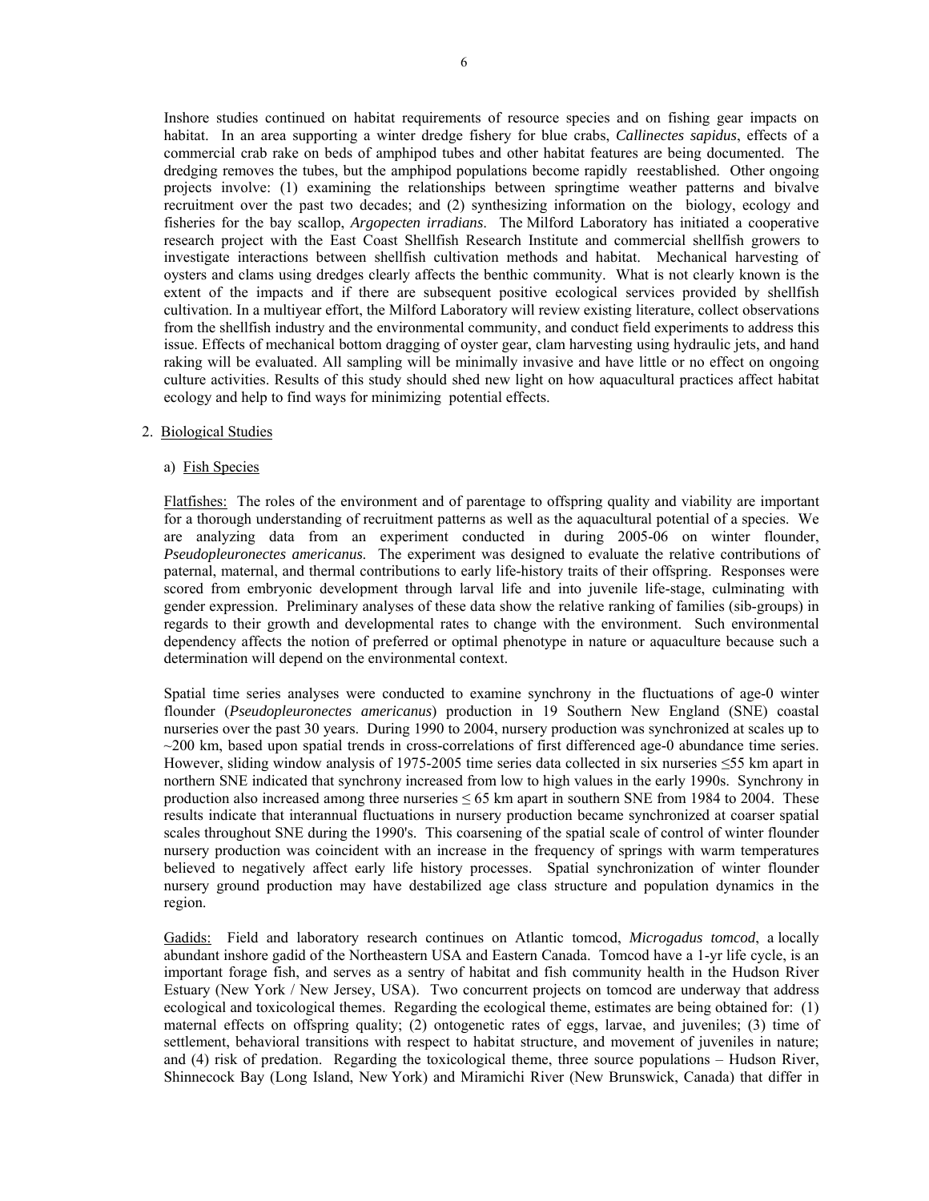Inshore studies continued on habitat requirements of resource species and on fishing gear impacts on habitat. In an area supporting a winter dredge fishery for blue crabs, *Callinectes sapidus*, effects of a commercial crab rake on beds of amphipod tubes and other habitat features are being documented. The dredging removes the tubes, but the amphipod populations become rapidly reestablished. Other ongoing projects involve: (1) examining the relationships between springtime weather patterns and bivalve recruitment over the past two decades; and (2) synthesizing information on the biology, ecology and fisheries for the bay scallop, *Argopecten irradians*. The Milford Laboratory has initiated a cooperative research project with the East Coast Shellfish Research Institute and commercial shellfish growers to investigate interactions between shellfish cultivation methods and habitat. Mechanical harvesting of oysters and clams using dredges clearly affects the benthic community. What is not clearly known is the extent of the impacts and if there are subsequent positive ecological services provided by shellfish cultivation. In a multiyear effort, the Milford Laboratory will review existing literature, collect observations from the shellfish industry and the environmental community, and conduct field experiments to address this issue. Effects of mechanical bottom dragging of oyster gear, clam harvesting using hydraulic jets, and hand raking will be evaluated. All sampling will be minimally invasive and have little or no effect on ongoing culture activities. Results of this study should shed new light on how aquacultural practices affect habitat ecology and help to find ways for minimizing potential effects.

2. Biological Studies

a) Fish Species

Flatfishes: The roles of the environment and of parentage to offspring quality and viability are important for a thorough understanding of recruitment patterns as well as the aquacultural potential of a species. We are analyzing data from an experiment conducted in during 2005-06 on winter flounder, *Pseudopleuronectes americanus.* The experiment was designed to evaluate the relative contributions of paternal, maternal, and thermal contributions to early life-history traits of their offspring. Responses were scored from embryonic development through larval life and into juvenile life-stage, culminating with gender expression. Preliminary analyses of these data show the relative ranking of families (sib-groups) in regards to their growth and developmental rates to change with the environment. Such environmental dependency affects the notion of preferred or optimal phenotype in nature or aquaculture because such a determination will depend on the environmental context.

Spatial time series analyses were conducted to examine synchrony in the fluctuations of age-0 winter flounder (*Pseudopleuronectes americanus*) production in 19 Southern New England (SNE) coastal nurseries over the past 30 years. During 1990 to 2004, nursery production was synchronized at scales up to ~200 km, based upon spatial trends in cross-correlations of first differenced age-0 abundance time series. However, sliding window analysis of 1975-2005 time series data collected in six nurseries ≤55 km apart in northern SNE indicated that synchrony increased from low to high values in the early 1990s. Synchrony in production also increased among three nurseries ≤ 65 km apart in southern SNE from 1984 to 2004. These results indicate that interannual fluctuations in nursery production became synchronized at coarser spatial scales throughout SNE during the 1990's. This coarsening of the spatial scale of control of winter flounder nursery production was coincident with an increase in the frequency of springs with warm temperatures believed to negatively affect early life history processes. Spatial synchronization of winter flounder nursery ground production may have destabilized age class structure and population dynamics in the region.

Gadids: Field and laboratory research continues on Atlantic tomcod, *Microgadus tomcod*, a locally abundant inshore gadid of the Northeastern USA and Eastern Canada. Tomcod have a 1-yr life cycle, is an important forage fish, and serves as a sentry of habitat and fish community health in the Hudson River Estuary (New York / New Jersey, USA). Two concurrent projects on tomcod are underway that address ecological and toxicological themes. Regarding the ecological theme, estimates are being obtained for: (1) maternal effects on offspring quality; (2) ontogenetic rates of eggs, larvae, and juveniles; (3) time of settlement, behavioral transitions with respect to habitat structure, and movement of juveniles in nature; and (4) risk of predation. Regarding the toxicological theme, three source populations – Hudson River, Shinnecock Bay (Long Island, New York) and Miramichi River (New Brunswick, Canada) that differ in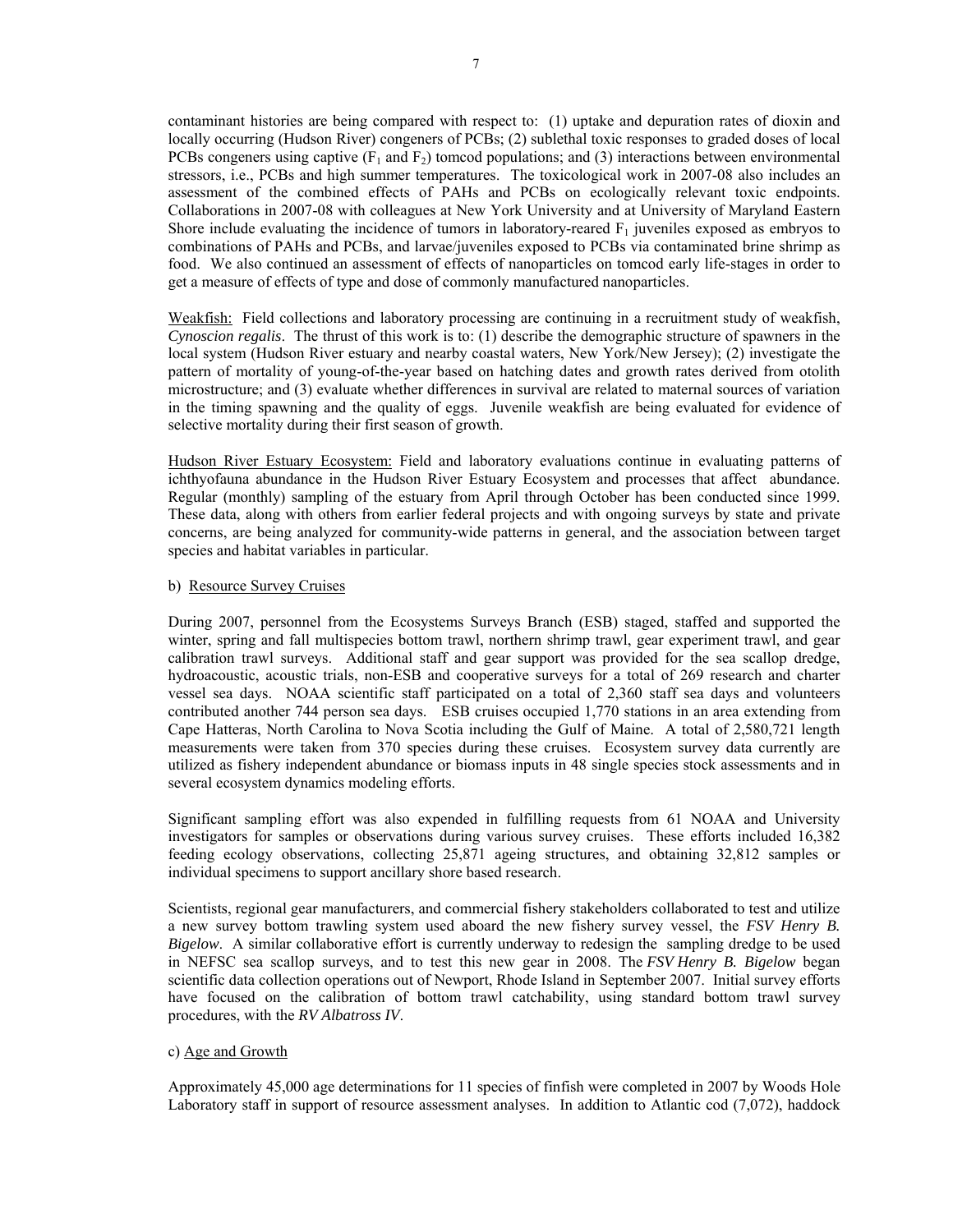contaminant histories are being compared with respect to: (1) uptake and depuration rates of dioxin and locally occurring (Hudson River) congeners of PCBs; (2) sublethal toxic responses to graded doses of local PCBs congeners using captive ($F_1$ and $F_2$) tomcod populations; and (3) interactions between environmental stressors, i.e., PCBs and high summer temperatures. The toxicological work in 2007-08 also includes an assessment of the combined effects of PAHs and PCBs on ecologically relevant toxic endpoints. Collaborations in 2007-08 with colleagues at New York University and at University of Maryland Eastern Shore include evaluating the incidence of tumors in laboratory-reared $F_1$ juveniles exposed as embryos to combinations of PAHs and PCBs, and larvae/juveniles exposed to PCBs via contaminated brine shrimp as food. We also continued an assessment of effects of nanoparticles on tomcod early life-stages in order to get a measure of effects of type and dose of commonly manufactured nanoparticles.

Weakfish: Field collections and laboratory processing are continuing in a recruitment study of weakfish, *Cynoscion regalis*. The thrust of this work is to: (1) describe the demographic structure of spawners in the local system (Hudson River estuary and nearby coastal waters, New York/New Jersey); (2) investigate the pattern of mortality of young-of-the-year based on hatching dates and growth rates derived from otolith microstructure; and (3) evaluate whether differences in survival are related to maternal sources of variation in the timing spawning and the quality of eggs. Juvenile weakfish are being evaluated for evidence of selective mortality during their first season of growth.

Hudson River Estuary Ecosystem: Field and laboratory evaluations continue in evaluating patterns of ichthyofauna abundance in the Hudson River Estuary Ecosystem and processes that affect abundance. Regular (monthly) sampling of the estuary from April through October has been conducted since 1999. These data, along with others from earlier federal projects and with ongoing surveys by state and private concerns, are being analyzed for community-wide patterns in general, and the association between target species and habitat variables in particular.

b) Resource Survey Cruises

During 2007, personnel from the Ecosystems Surveys Branch (ESB) staged, staffed and supported the winter, spring and fall multispecies bottom trawl, northern shrimp trawl, gear experiment trawl, and gear calibration trawl surveys. Additional staff and gear support was provided for the sea scallop dredge, hydroacoustic, acoustic trials, non-ESB and cooperative surveys for a total of 269 research and charter vessel sea days. NOAA scientific staff participated on a total of 2,360 staff sea days and volunteers contributed another 744 person sea days. ESB cruises occupied 1,770 stations in an area extending from Cape Hatteras, North Carolina to Nova Scotia including the Gulf of Maine. A total of 2,580,721 length measurements were taken from 370 species during these cruises. Ecosystem survey data currently are utilized as fishery independent abundance or biomass inputs in 48 single species stock assessments and in several ecosystem dynamics modeling efforts.

Significant sampling effort was also expended in fulfilling requests from 61 NOAA and University investigators for samples or observations during various survey cruises. These efforts included 16,382 feeding ecology observations, collecting 25,871 ageing structures, and obtaining 32,812 samples or individual specimens to support ancillary shore based research.

Scientists, regional gear manufacturers, and commercial fishery stakeholders collaborated to test and utilize a new survey bottom trawling system used aboard the new fishery survey vessel, the *FSV Henry B. Bigelow*. A similar collaborative effort is currently underway to redesign the sampling dredge to be used in NEFSC sea scallop surveys, and to test this new gear in 2008. The *FSV Henry B. Bigelow* began scientific data collection operations out of Newport, Rhode Island in September 2007. Initial survey efforts have focused on the calibration of bottom trawl catchability, using standard bottom trawl survey procedures, with the *RV Albatross IV*.

c) Age and Growth

Approximately 45,000 age determinations for 11 species of finfish were completed in 2007 by Woods Hole Laboratory staff in support of resource assessment analyses. In addition to Atlantic cod (7,072), haddock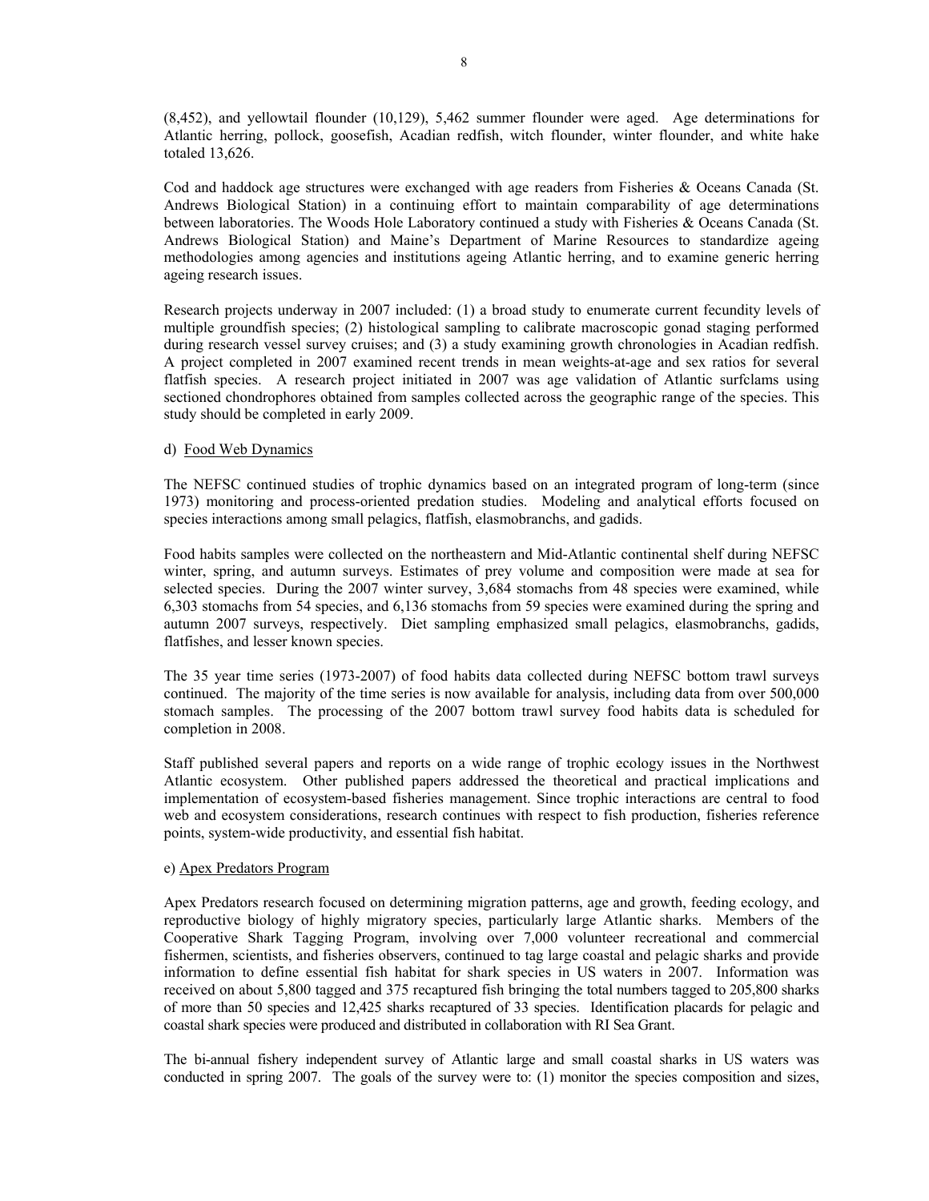(8,452), and yellowtail flounder (10,129), 5,462 summer flounder were aged. Age determinations for Atlantic herring, pollock, goosefish, Acadian redfish, witch flounder, winter flounder, and white hake totaled 13,626.

Cod and haddock age structures were exchanged with age readers from Fisheries & Oceans Canada (St. Andrews Biological Station) in a continuing effort to maintain comparability of age determinations between laboratories. The Woods Hole Laboratory continued a study with Fisheries & Oceans Canada (St. Andrews Biological Station) and Maine's Department of Marine Resources to standardize ageing methodologies among agencies and institutions ageing Atlantic herring, and to examine generic herring ageing research issues.

Research projects underway in 2007 included: (1) a broad study to enumerate current fecundity levels of multiple groundfish species; (2) histological sampling to calibrate macroscopic gonad staging performed during research vessel survey cruises; and (3) a study examining growth chronologies in Acadian redfish. A project completed in 2007 examined recent trends in mean weights-at-age and sex ratios for several flatfish species. A research project initiated in 2007 was age validation of Atlantic surfclams using sectioned chondrophores obtained from samples collected across the geographic range of the species. This study should be completed in early 2009.

d) Food Web Dynamics

The NEFSC continued studies of trophic dynamics based on an integrated program of long-term (since 1973) monitoring and process-oriented predation studies. Modeling and analytical efforts focused on species interactions among small pelagics, flatfish, elasmobranchs, and gadids.

Food habits samples were collected on the northeastern and Mid-Atlantic continental shelf during NEFSC winter, spring, and autumn surveys. Estimates of prey volume and composition were made at sea for selected species. During the 2007 winter survey, 3,684 stomachs from 48 species were examined, while 6,303 stomachs from 54 species, and 6,136 stomachs from 59 species were examined during the spring and autumn 2007 surveys, respectively. Diet sampling emphasized small pelagics, elasmobranchs, gadids, flatfishes, and lesser known species.

The 35 year time series (1973-2007) of food habits data collected during NEFSC bottom trawl surveys continued. The majority of the time series is now available for analysis, including data from over 500,000 stomach samples. The processing of the 2007 bottom trawl survey food habits data is scheduled for completion in 2008.

Staff published several papers and reports on a wide range of trophic ecology issues in the Northwest Atlantic ecosystem. Other published papers addressed the theoretical and practical implications and implementation of ecosystem-based fisheries management. Since trophic interactions are central to food web and ecosystem considerations, research continues with respect to fish production, fisheries reference points, system-wide productivity, and essential fish habitat.

e) Apex Predators Program

Apex Predators research focused on determining migration patterns, age and growth, feeding ecology, and reproductive biology of highly migratory species, particularly large Atlantic sharks. Members of the Cooperative Shark Tagging Program, involving over 7,000 volunteer recreational and commercial fishermen, scientists, and fisheries observers, continued to tag large coastal and pelagic sharks and provide information to define essential fish habitat for shark species in US waters in 2007. Information was received on about 5,800 tagged and 375 recaptured fish bringing the total numbers tagged to 205,800 sharks of more than 50 species and 12,425 sharks recaptured of 33 species. Identification placards for pelagic and coastal shark species were produced and distributed in collaboration with RI Sea Grant.

The bi-annual fishery independent survey of Atlantic large and small coastal sharks in US waters was conducted in spring 2007. The goals of the survey were to: (1) monitor the species composition and sizes,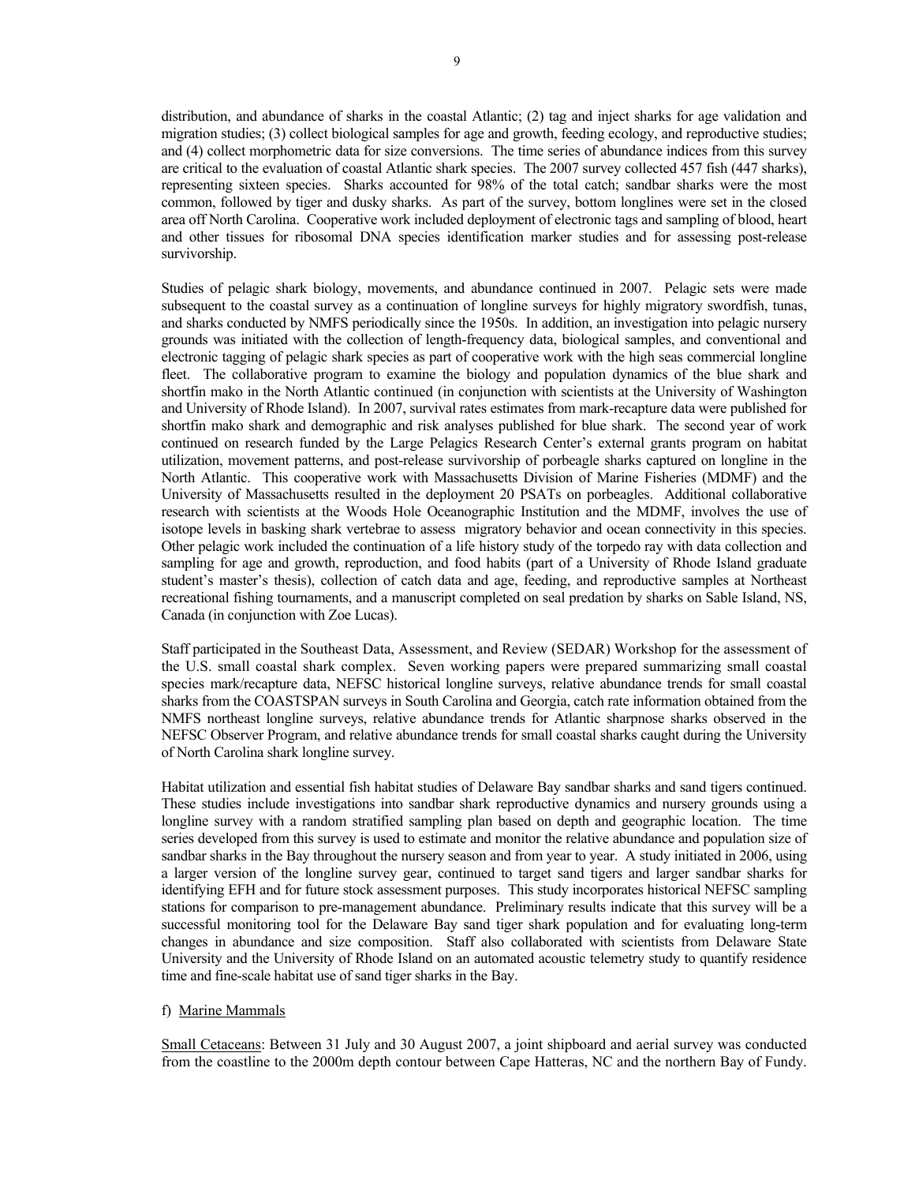distribution, and abundance of sharks in the coastal Atlantic; (2) tag and inject sharks for age validation and migration studies; (3) collect biological samples for age and growth, feeding ecology, and reproductive studies; and (4) collect morphometric data for size conversions. The time series of abundance indices from this survey are critical to the evaluation of coastal Atlantic shark species. The 2007 survey collected 457 fish (447 sharks), representing sixteen species. Sharks accounted for 98% of the total catch; sandbar sharks were the most common, followed by tiger and dusky sharks. As part of the survey, bottom longlines were set in the closed area off North Carolina. Cooperative work included deployment of electronic tags and sampling of blood, heart and other tissues for ribosomal DNA species identification marker studies and for assessing post-release survivorship.

Studies of pelagic shark biology, movements, and abundance continued in 2007. Pelagic sets were made subsequent to the coastal survey as a continuation of longline surveys for highly migratory swordfish, tunas, and sharks conducted by NMFS periodically since the 1950s. In addition, an investigation into pelagic nursery grounds was initiated with the collection of length-frequency data, biological samples, and conventional and electronic tagging of pelagic shark species as part of cooperative work with the high seas commercial longline fleet. The collaborative program to examine the biology and population dynamics of the blue shark and shortfin mako in the North Atlantic continued (in conjunction with scientists at the University of Washington and University of Rhode Island). In 2007, survival rates estimates from mark-recapture data were published for shortfin mako shark and demographic and risk analyses published for blue shark. The second year of work continued on research funded by the Large Pelagics Research Center's external grants program on habitat utilization, movement patterns, and post-release survivorship of porbeagle sharks captured on longline in the North Atlantic. This cooperative work with Massachusetts Division of Marine Fisheries (MDMF) and the University of Massachusetts resulted in the deployment 20 PSATs on porbeagles. Additional collaborative research with scientists at the Woods Hole Oceanographic Institution and the MDMF, involves the use of isotope levels in basking shark vertebrae to assess migratory behavior and ocean connectivity in this species. Other pelagic work included the continuation of a life history study of the torpedo ray with data collection and sampling for age and growth, reproduction, and food habits (part of a University of Rhode Island graduate student's master's thesis), collection of catch data and age, feeding, and reproductive samples at Northeast recreational fishing tournaments, and a manuscript completed on seal predation by sharks on Sable Island, NS, Canada (in conjunction with Zoe Lucas).

Staff participated in the Southeast Data, Assessment, and Review (SEDAR) Workshop for the assessment of the U.S. small coastal shark complex. Seven working papers were prepared summarizing small coastal species mark/recapture data, NEFSC historical longline surveys, relative abundance trends for small coastal sharks from the COASTSPAN surveys in South Carolina and Georgia, catch rate information obtained from the NMFS northeast longline surveys, relative abundance trends for Atlantic sharpnose sharks observed in the NEFSC Observer Program, and relative abundance trends for small coastal sharks caught during the University of North Carolina shark longline survey.

Habitat utilization and essential fish habitat studies of Delaware Bay sandbar sharks and sand tigers continued. These studies include investigations into sandbar shark reproductive dynamics and nursery grounds using a longline survey with a random stratified sampling plan based on depth and geographic location. The time series developed from this survey is used to estimate and monitor the relative abundance and population size of sandbar sharks in the Bay throughout the nursery season and from year to year. A study initiated in 2006, using a larger version of the longline survey gear, continued to target sand tigers and larger sandbar sharks for identifying EFH and for future stock assessment purposes. This study incorporates historical NEFSC sampling stations for comparison to pre-management abundance. Preliminary results indicate that this survey will be a successful monitoring tool for the Delaware Bay sand tiger shark population and for evaluating long-term changes in abundance and size composition. Staff also collaborated with scientists from Delaware State University and the University of Rhode Island on an automated acoustic telemetry study to quantify residence time and fine-scale habitat use of sand tiger sharks in the Bay.

f) Marine Mammals

Small Cetaceans: Between 31 July and 30 August 2007, a joint shipboard and aerial survey was conducted from the coastline to the 2000m depth contour between Cape Hatteras, NC and the northern Bay of Fundy.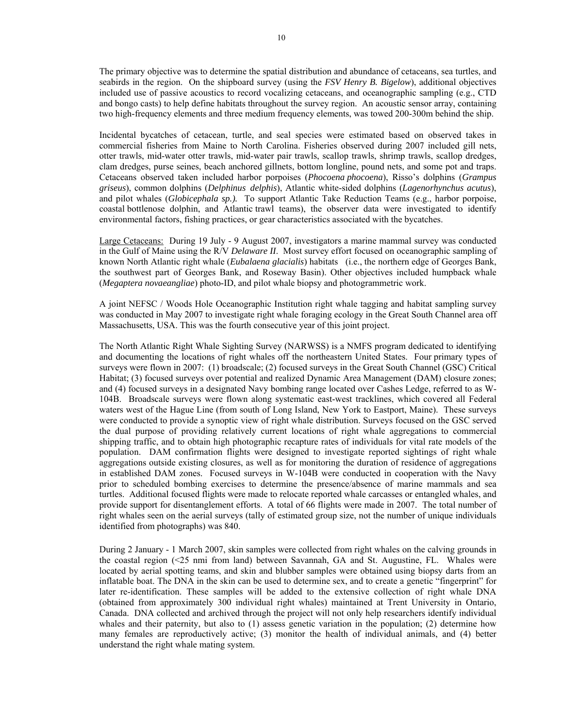The primary objective was to determine the spatial distribution and abundance of cetaceans, sea turtles, and seabirds in the region. On the shipboard survey (using the *FSV Henry B. Bigelow*), additional objectives included use of passive acoustics to record vocalizing cetaceans, and oceanographic sampling (e.g., CTD and bongo casts) to help define habitats throughout the survey region. An acoustic sensor array, containing two high-frequency elements and three medium frequency elements, was towed 200-300m behind the ship.

Incidental bycatches of cetacean, turtle, and seal species were estimated based on observed takes in commercial fisheries from Maine to North Carolina. Fisheries observed during 2007 included gill nets, otter trawls, mid-water otter trawls, mid-water pair trawls, scallop trawls, shrimp trawls, scallop dredges, clam dredges, purse seines, beach anchored gillnets, bottom longline, pound nets, and some pot and traps. Cetaceans observed taken included harbor porpoises (*Phocoena phocoena*), Risso's dolphins (*Grampus griseus*), common dolphins (*Delphinus delphis*), Atlantic white-sided dolphins (*Lagenorhynchus acutus*), and pilot whales (*Globicephala sp.).* To support Atlantic Take Reduction Teams (e.g., harbor porpoise, coastal bottlenose dolphin, and Atlantic trawl teams), the observer data were investigated to identify environmental factors, fishing practices, or gear characteristics associated with the bycatches.

<u>Large Cetaceans:</u> During 19 July - 9 August 2007, investigators a marine mammal survey was conducted in the Gulf of Maine using the R/V *Delaware II*. Most survey effort focused on oceanographic sampling of known North Atlantic right whale (*Eubalaena glacialis*) habitats (i.e., the northern edge of Georges Bank, the southwest part of Georges Bank, and Roseway Basin). Other objectives included humpback whale (*Megaptera novaeangliae*) photo-ID, and pilot whale biopsy and photogrammetric work.

A joint NEFSC / Woods Hole Oceanographic Institution right whale tagging and habitat sampling survey was conducted in May 2007 to investigate right whale foraging ecology in the Great South Channel area off Massachusetts, USA. This was the fourth consecutive year of this joint project.

The North Atlantic Right Whale Sighting Survey (NARWSS) is a NMFS program dedicated to identifying and documenting the locations of right whales off the northeastern United States. Four primary types of surveys were flown in 2007: (1) broadscale; (2) focused surveys in the Great South Channel (GSC) Critical Habitat; (3) focused surveys over potential and realized Dynamic Area Management (DAM) closure zones; and (4) focused surveys in a designated Navy bombing range located over Cashes Ledge, referred to as W-104B. Broadscale surveys were flown along systematic east-west tracklines, which covered all Federal waters west of the Hague Line (from south of Long Island, New York to Eastport, Maine). These surveys were conducted to provide a synoptic view of right whale distribution. Surveys focused on the GSC served the dual purpose of providing relatively current locations of right whale aggregations to commercial shipping traffic, and to obtain high photographic recapture rates of individuals for vital rate models of the population. DAM confirmation flights were designed to investigate reported sightings of right whale aggregations outside existing closures, as well as for monitoring the duration of residence of aggregations in established DAM zones. Focused surveys in W-104B were conducted in cooperation with the Navy prior to scheduled bombing exercises to determine the presence/absence of marine mammals and sea turtles. Additional focused flights were made to relocate reported whale carcasses or entangled whales, and provide support for disentanglement efforts. A total of 66 flights were made in 2007. The total number of right whales seen on the aerial surveys (tally of estimated group size, not the number of unique individuals identified from photographs) was 840.

During 2 January - 1 March 2007, skin samples were collected from right whales on the calving grounds in the coastal region (<25 nmi from land) between Savannah, GA and St. Augustine, FL. Whales were located by aerial spotting teams, and skin and blubber samples were obtained using biopsy darts from an inflatable boat. The DNA in the skin can be used to determine sex, and to create a genetic "fingerprint" for later re-identification. These samples will be added to the extensive collection of right whale DNA (obtained from approximately 300 individual right whales) maintained at Trent University in Ontario, Canada. DNA collected and archived through the project will not only help researchers identify individual whales and their paternity, but also to (1) assess genetic variation in the population; (2) determine how many females are reproductively active; (3) monitor the health of individual animals, and (4) better understand the right whale mating system.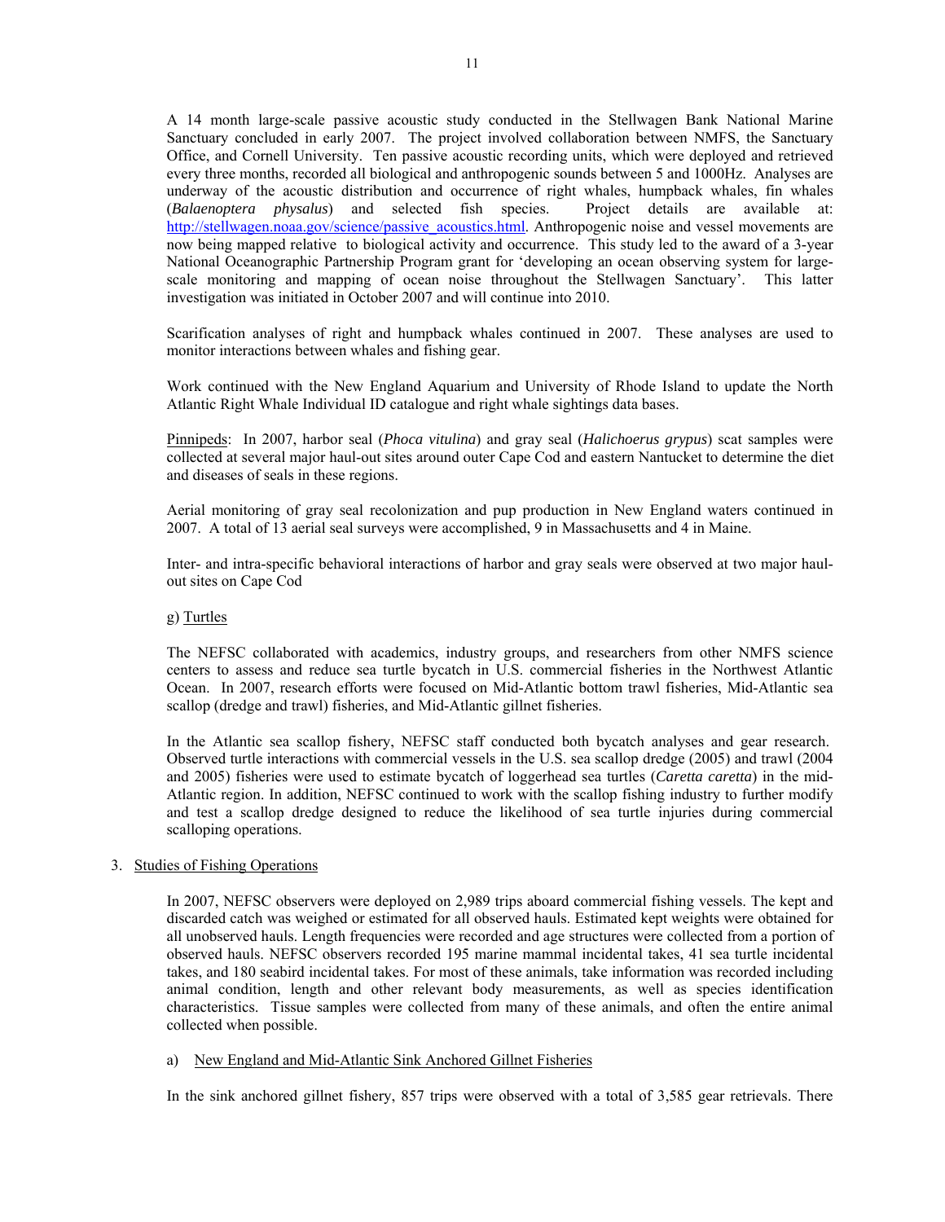A 14 month large-scale passive acoustic study conducted in the Stellwagen Bank National Marine Sanctuary concluded in early 2007. The project involved collaboration between NMFS, the Sanctuary Office, and Cornell University. Ten passive acoustic recording units, which were deployed and retrieved every three months, recorded all biological and anthropogenic sounds between 5 and 1000Hz. Analyses are underway of the acoustic distribution and occurrence of right whales, humpback whales, fin whales (*Balaenoptera physalus*) and selected fish species. Project details are available at: http://stellwagen.noaa.gov/science/passive_acoustics.html. Anthropogenic noise and vessel movements are now being mapped relative to biological activity and occurrence. This study led to the award of a 3-year National Oceanographic Partnership Program grant for 'developing an ocean observing system for large-scale monitoring and mapping of ocean noise throughout the Stellwagen Sanctuary'. This latter investigation was initiated in October 2007 and will continue into 2010.

Scarification analyses of right and humpback whales continued in 2007. These analyses are used to monitor interactions between whales and fishing gear.

Work continued with the New England Aquarium and University of Rhode Island to update the North Atlantic Right Whale Individual ID catalogue and right whale sightings data bases.

Pinnipeds: In 2007, harbor seal (*Phoca vitulina*) and gray seal (*Halichoerus grypus*) scat samples were collected at several major haul-out sites around outer Cape Cod and eastern Nantucket to determine the diet and diseases of seals in these regions.

Aerial monitoring of gray seal recolonization and pup production in New England waters continued in 2007. A total of 13 aerial seal surveys were accomplished, 9 in Massachusetts and 4 in Maine.

Inter- and intra-specific behavioral interactions of harbor and gray seals were observed at two major haul-out sites on Cape Cod

g) Turtles

The NEFSC collaborated with academics, industry groups, and researchers from other NMFS science centers to assess and reduce sea turtle bycatch in U.S. commercial fisheries in the Northwest Atlantic Ocean. In 2007, research efforts were focused on Mid-Atlantic bottom trawl fisheries, Mid-Atlantic sea scallop (dredge and trawl) fisheries, and Mid-Atlantic gillnet fisheries.

In the Atlantic sea scallop fishery, NEFSC staff conducted both bycatch analyses and gear research. Observed turtle interactions with commercial vessels in the U.S. sea scallop dredge (2005) and trawl (2004 and 2005) fisheries were used to estimate bycatch of loggerhead sea turtles (*Caretta caretta*) in the mid-Atlantic region. In addition, NEFSC continued to work with the scallop fishing industry to further modify and test a scallop dredge designed to reduce the likelihood of sea turtle injuries during commercial scalloping operations.

## 3. Studies of Fishing Operations

In 2007, NEFSC observers were deployed on 2,989 trips aboard commercial fishing vessels. The kept and discarded catch was weighed or estimated for all observed hauls. Estimated kept weights were obtained for all unobserved hauls. Length frequencies were recorded and age structures were collected from a portion of observed hauls. NEFSC observers recorded 195 marine mammal incidental takes, 41 sea turtle incidental takes, and 180 seabird incidental takes. For most of these animals, take information was recorded including animal condition, length and other relevant body measurements, as well as species identification characteristics. Tissue samples were collected from many of these animals, and often the entire animal collected when possible.

a) New England and Mid-Atlantic Sink Anchored Gillnet Fisheries

In the sink anchored gillnet fishery, 857 trips were observed with a total of 3,585 gear retrievals. There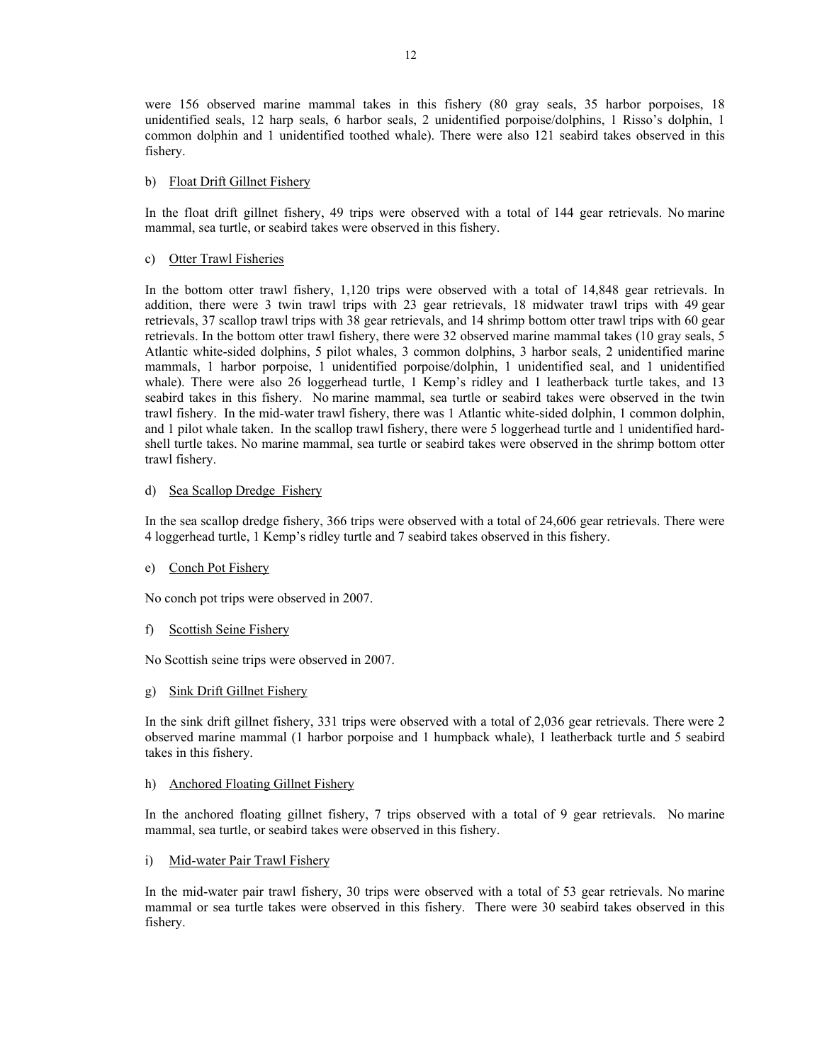were 156 observed marine mammal takes in this fishery (80 gray seals, 35 harbor porpoises, 18 unidentified seals, 12 harp seals, 6 harbor seals, 2 unidentified porpoise/dolphins, 1 Risso's dolphin, 1 common dolphin and 1 unidentified toothed whale). There were also 121 seabird takes observed in this fishery.

b) <u>Float Drift Gillnet Fishery</u>

In the float drift gillnet fishery, 49 trips were observed with a total of 144 gear retrievals. No marine mammal, sea turtle, or seabird takes were observed in this fishery.

c) <u>Otter Trawl Fisheries</u>

In the bottom otter trawl fishery, 1,120 trips were observed with a total of 14,848 gear retrievals. In addition, there were 3 twin trawl trips with 23 gear retrievals, 18 midwater trawl trips with 49 gear retrievals, 37 scallop trawl trips with 38 gear retrievals, and 14 shrimp bottom otter trawl trips with 60 gear retrievals. In the bottom otter trawl fishery, there were 32 observed marine mammal takes (10 gray seals, 5 Atlantic white-sided dolphins, 5 pilot whales, 3 common dolphins, 3 harbor seals, 2 unidentified marine mammals, 1 harbor porpoise, 1 unidentified porpoise/dolphin, 1 unidentified seal, and 1 unidentified whale). There were also 26 loggerhead turtle, 1 Kemp's ridley and 1 leatherback turtle takes, and 13 seabird takes in this fishery. No marine mammal, sea turtle or seabird takes were observed in the twin trawl fishery. In the mid-water trawl fishery, there was 1 Atlantic white-sided dolphin, 1 common dolphin, and 1 pilot whale taken. In the scallop trawl fishery, there were 5 loggerhead turtle and 1 unidentified hard-shell turtle takes. No marine mammal, sea turtle or seabird takes were observed in the shrimp bottom otter trawl fishery.

d) <u>Sea Scallop Dredge Fishery</u>

In the sea scallop dredge fishery, 366 trips were observed with a total of 24,606 gear retrievals. There were 4 loggerhead turtle, 1 Kemp's ridley turtle and 7 seabird takes observed in this fishery.

e) <u>Conch Pot Fishery</u>

No conch pot trips were observed in 2007.

f) <u>Scottish Seine Fishery</u>

No Scottish seine trips were observed in 2007.

g) <u>Sink Drift Gillnet Fishery</u>

In the sink drift gillnet fishery, 331 trips were observed with a total of 2,036 gear retrievals. There were 2 observed marine mammal (1 harbor porpoise and 1 humpback whale), 1 leatherback turtle and 5 seabird takes in this fishery.

h) <u>Anchored Floating Gillnet Fishery</u>

In the anchored floating gillnet fishery, 7 trips observed with a total of 9 gear retrievals. No marine mammal, sea turtle, or seabird takes were observed in this fishery.

i) <u>Mid-water Pair Trawl Fishery</u>

In the mid-water pair trawl fishery, 30 trips were observed with a total of 53 gear retrievals. No marine mammal or sea turtle takes were observed in this fishery. There were 30 seabird takes observed in this fishery.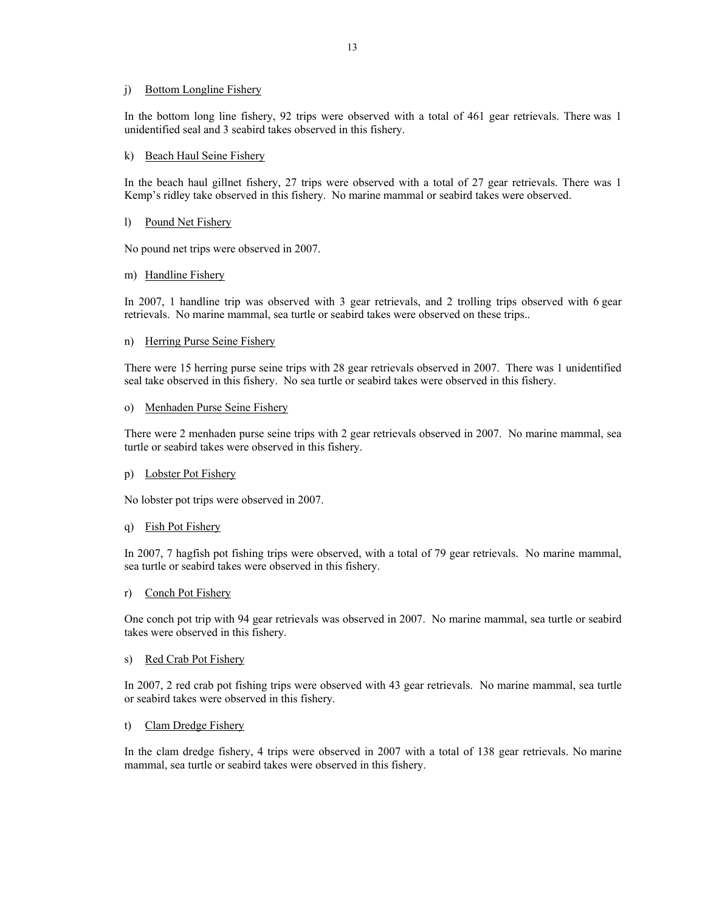j) Bottom Longline Fishery

In the bottom long line fishery, 92 trips were observed with a total of 461 gear retrievals. There was 1 unidentified seal and 3 seabird takes observed in this fishery.

k) Beach Haul Seine Fishery

In the beach haul gillnet fishery, 27 trips were observed with a total of 27 gear retrievals. There was 1 Kemp's ridley take observed in this fishery. No marine mammal or seabird takes were observed.

l) Pound Net Fishery

No pound net trips were observed in 2007.

m) Handline Fishery

In 2007, 1 handline trip was observed with 3 gear retrievals, and 2 trolling trips observed with 6 gear retrievals. No marine mammal, sea turtle or seabird takes were observed on these trips..

n) Herring Purse Seine Fishery

There were 15 herring purse seine trips with 28 gear retrievals observed in 2007. There was 1 unidentified seal take observed in this fishery. No sea turtle or seabird takes were observed in this fishery.

o) Menhaden Purse Seine Fishery

There were 2 menhaden purse seine trips with 2 gear retrievals observed in 2007. No marine mammal, sea turtle or seabird takes were observed in this fishery.

p) Lobster Pot Fishery

No lobster pot trips were observed in 2007.

q) Fish Pot Fishery

In 2007, 7 hagfish pot fishing trips were observed, with a total of 79 gear retrievals. No marine mammal, sea turtle or seabird takes were observed in this fishery.

r) Conch Pot Fishery

One conch pot trip with 94 gear retrievals was observed in 2007. No marine mammal, sea turtle or seabird takes were observed in this fishery.

s) Red Crab Pot Fishery

In 2007, 2 red crab pot fishing trips were observed with 43 gear retrievals. No marine mammal, sea turtle or seabird takes were observed in this fishery.

t) Clam Dredge Fishery

In the clam dredge fishery, 4 trips were observed in 2007 with a total of 138 gear retrievals. No marine mammal, sea turtle or seabird takes were observed in this fishery.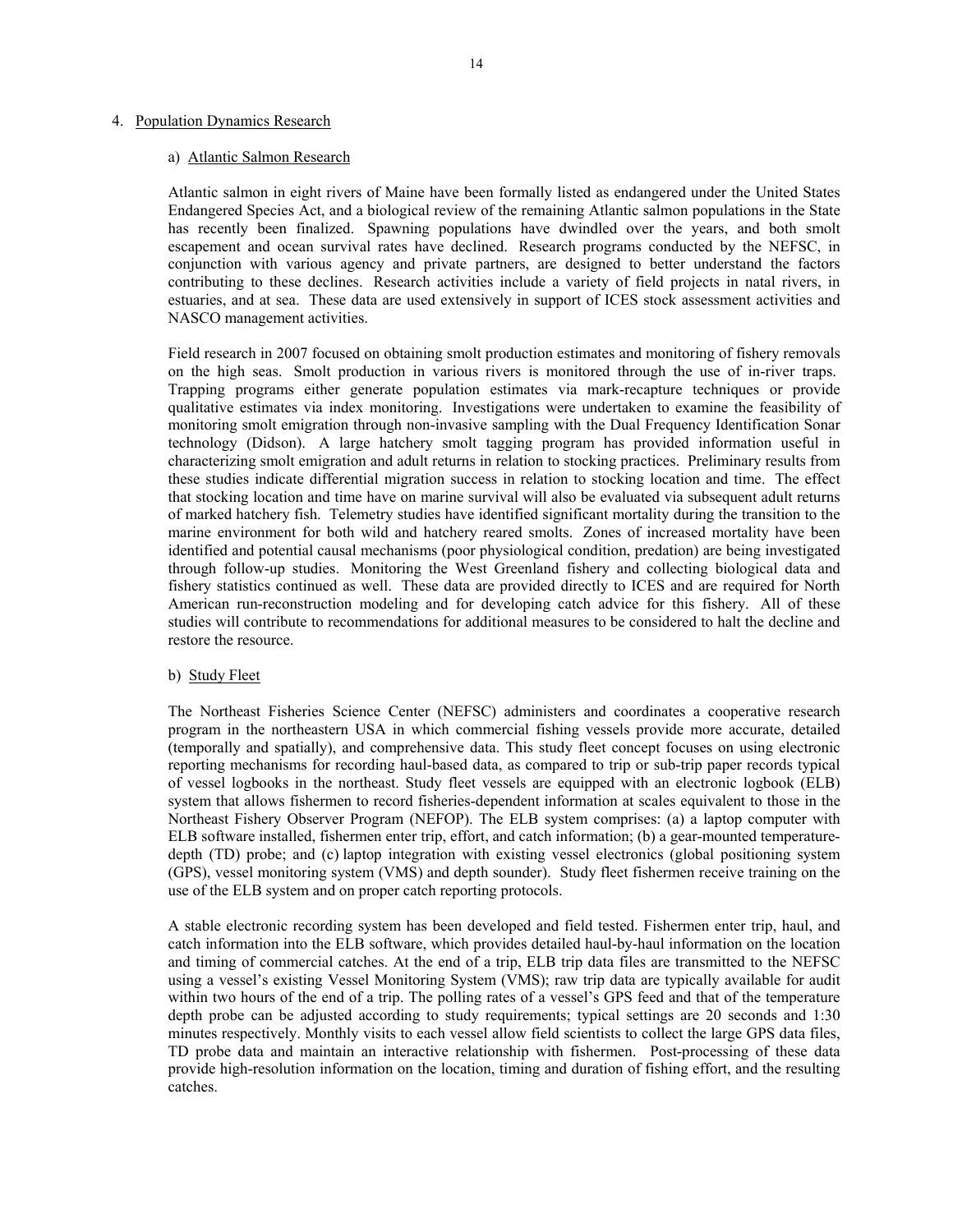## 4. Population Dynamics Research

### a) Atlantic Salmon Research

Atlantic salmon in eight rivers of Maine have been formally listed as endangered under the United States Endangered Species Act, and a biological review of the remaining Atlantic salmon populations in the State has recently been finalized. Spawning populations have dwindled over the years, and both smolt escapement and ocean survival rates have declined. Research programs conducted by the NEFSC, in conjunction with various agency and private partners, are designed to better understand the factors contributing to these declines. Research activities include a variety of field projects in natal rivers, in estuaries, and at sea. These data are used extensively in support of ICES stock assessment activities and NASCO management activities.

Field research in 2007 focused on obtaining smolt production estimates and monitoring of fishery removals on the high seas. Smolt production in various rivers is monitored through the use of in-river traps. Trapping programs either generate population estimates via mark-recapture techniques or provide qualitative estimates via index monitoring. Investigations were undertaken to examine the feasibility of monitoring smolt emigration through non-invasive sampling with the Dual Frequency Identification Sonar technology (Didson). A large hatchery smolt tagging program has provided information useful in characterizing smolt emigration and adult returns in relation to stocking practices. Preliminary results from these studies indicate differential migration success in relation to stocking location and time. The effect that stocking location and time have on marine survival will also be evaluated via subsequent adult returns of marked hatchery fish. Telemetry studies have identified significant mortality during the transition to the marine environment for both wild and hatchery reared smolts. Zones of increased mortality have been identified and potential causal mechanisms (poor physiological condition, predation) are being investigated through follow-up studies. Monitoring the West Greenland fishery and collecting biological data and fishery statistics continued as well. These data are provided directly to ICES and are required for North American run-reconstruction modeling and for developing catch advice for this fishery. All of these studies will contribute to recommendations for additional measures to be considered to halt the decline and restore the resource.

### b) Study Fleet

The Northeast Fisheries Science Center (NEFSC) administers and coordinates a cooperative research program in the northeastern USA in which commercial fishing vessels provide more accurate, detailed (temporally and spatially), and comprehensive data. This study fleet concept focuses on using electronic reporting mechanisms for recording haul-based data, as compared to trip or sub-trip paper records typical of vessel logbooks in the northeast. Study fleet vessels are equipped with an electronic logbook (ELB) system that allows fishermen to record fisheries-dependent information at scales equivalent to those in the Northeast Fishery Observer Program (NEFOP). The ELB system comprises: (a) a laptop computer with ELB software installed, fishermen enter trip, effort, and catch information; (b) a gear-mounted temperature-depth (TD) probe; and (c) laptop integration with existing vessel electronics (global positioning system (GPS), vessel monitoring system (VMS) and depth sounder). Study fleet fishermen receive training on the use of the ELB system and on proper catch reporting protocols.

A stable electronic recording system has been developed and field tested. Fishermen enter trip, haul, and catch information into the ELB software, which provides detailed haul-by-haul information on the location and timing of commercial catches. At the end of a trip, ELB trip data files are transmitted to the NEFSC using a vessel's existing Vessel Monitoring System (VMS); raw trip data are typically available for audit within two hours of the end of a trip. The polling rates of a vessel's GPS feed and that of the temperature depth probe can be adjusted according to study requirements; typical settings are 20 seconds and 1:30 minutes respectively. Monthly visits to each vessel allow field scientists to collect the large GPS data files, TD probe data and maintain an interactive relationship with fishermen. Post-processing of these data provide high-resolution information on the location, timing and duration of fishing effort, and the resulting catches.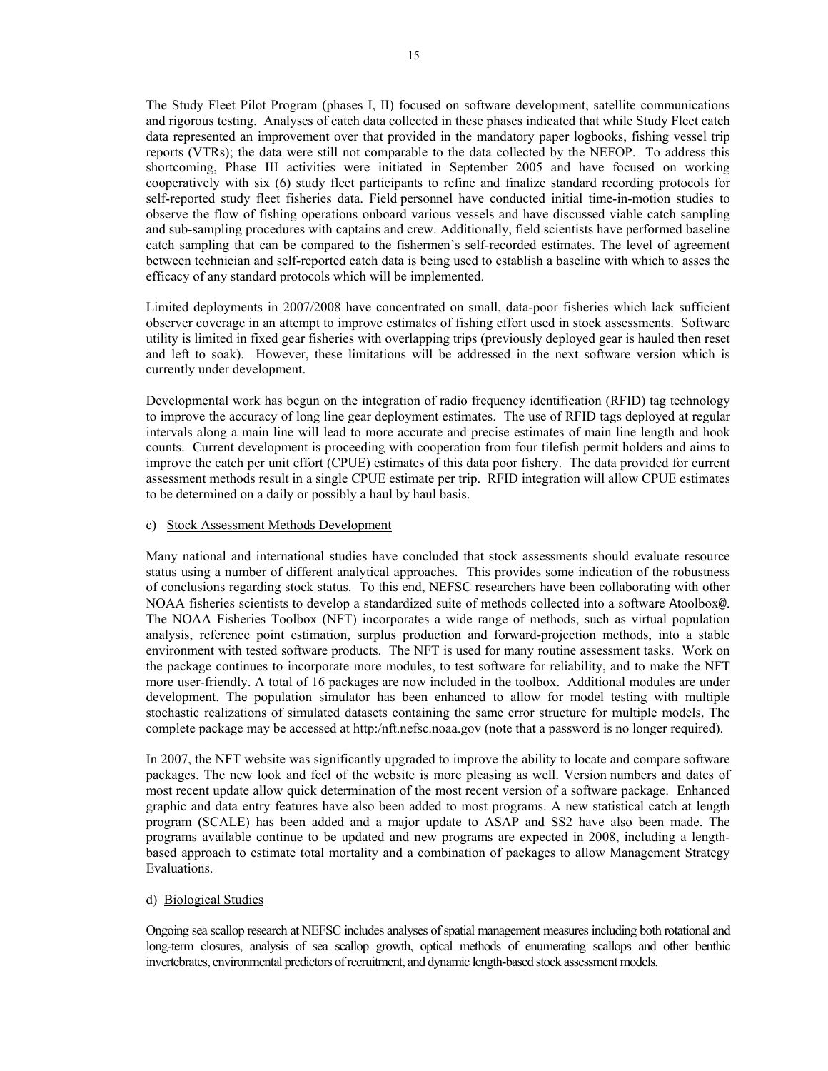The Study Fleet Pilot Program (phases I, II) focused on software development, satellite communications and rigorous testing. Analyses of catch data collected in these phases indicated that while Study Fleet catch data represented an improvement over that provided in the mandatory paper logbooks, fishing vessel trip reports (VTRs); the data were still not comparable to the data collected by the NEFOP. To address this shortcoming, Phase III activities were initiated in September 2005 and have focused on working cooperatively with six (6) study fleet participants to refine and finalize standard recording protocols for self-reported study fleet fisheries data. Field personnel have conducted initial time-in-motion studies to observe the flow of fishing operations onboard various vessels and have discussed viable catch sampling and sub-sampling procedures with captains and crew. Additionally, field scientists have performed baseline catch sampling that can be compared to the fishermen's self-recorded estimates. The level of agreement between technician and self-reported catch data is being used to establish a baseline with which to asses the efficacy of any standard protocols which will be implemented.

Limited deployments in 2007/2008 have concentrated on small, data-poor fisheries which lack sufficient observer coverage in an attempt to improve estimates of fishing effort used in stock assessments. Software utility is limited in fixed gear fisheries with overlapping trips (previously deployed gear is hauled then reset and left to soak). However, these limitations will be addressed in the next software version which is currently under development.

Developmental work has begun on the integration of radio frequency identification (RFID) tag technology to improve the accuracy of long line gear deployment estimates. The use of RFID tags deployed at regular intervals along a main line will lead to more accurate and precise estimates of main line length and hook counts. Current development is proceeding with cooperation from four tilefish permit holders and aims to improve the catch per unit effort (CPUE) estimates of this data poor fishery. The data provided for current assessment methods result in a single CPUE estimate per trip. RFID integration will allow CPUE estimates to be determined on a daily or possibly a haul by haul basis.

c) Stock Assessment Methods Development

Many national and international studies have concluded that stock assessments should evaluate resource status using a number of different analytical approaches. This provides some indication of the robustness of conclusions regarding stock status. To this end, NEFSC researchers have been collaborating with other NOAA fisheries scientists to develop a standardized suite of methods collected into a software Atoolbox@. The NOAA Fisheries Toolbox (NFT) incorporates a wide range of methods, such as virtual population analysis, reference point estimation, surplus production and forward-projection methods, into a stable environment with tested software products. The NFT is used for many routine assessment tasks. Work on the package continues to incorporate more modules, to test software for reliability, and to make the NFT more user-friendly. A total of 16 packages are now included in the toolbox. Additional modules are under development. The population simulator has been enhanced to allow for model testing with multiple stochastic realizations of simulated datasets containing the same error structure for multiple models. The complete package may be accessed at http:/nft.nefsc.noaa.gov (note that a password is no longer required).

In 2007, the NFT website was significantly upgraded to improve the ability to locate and compare software packages. The new look and feel of the website is more pleasing as well. Version numbers and dates of most recent update allow quick determination of the most recent version of a software package. Enhanced graphic and data entry features have also been added to most programs. A new statistical catch at length program (SCALE) has been added and a major update to ASAP and SS2 have also been made. The programs available continue to be updated and new programs are expected in 2008, including a length-based approach to estimate total mortality and a combination of packages to allow Management Strategy Evaluations.

d) Biological Studies

Ongoing sea scallop research at NEFSC includes analyses of spatial management measures including both rotational and long-term closures, analysis of sea scallop growth, optical methods of enumerating scallops and other benthic invertebrates, environmental predictors of recruitment, and dynamic length-based stock assessment models.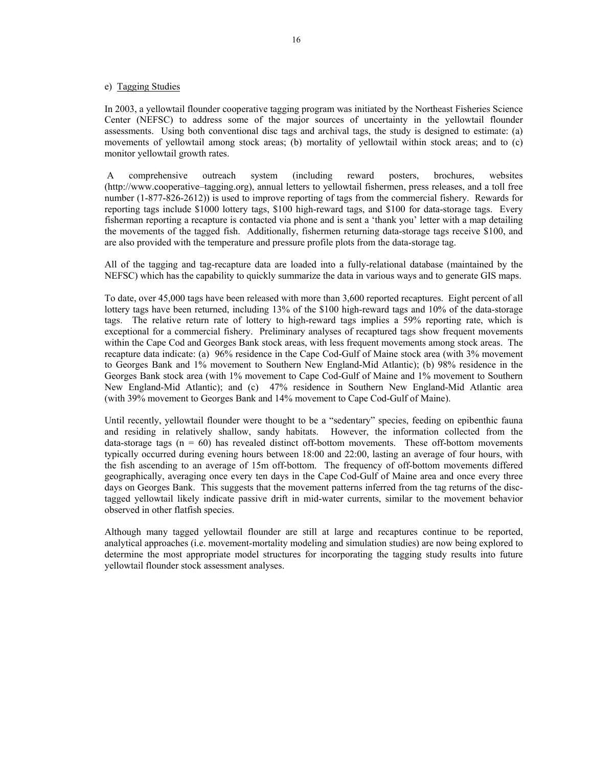e) Tagging Studies

In 2003, a yellowtail flounder cooperative tagging program was initiated by the Northeast Fisheries Science Center (NEFSC) to address some of the major sources of uncertainty in the yellowtail flounder assessments. Using both conventional disc tags and archival tags, the study is designed to estimate: (a) movements of yellowtail among stock areas; (b) mortality of yellowtail within stock areas; and to (c) monitor yellowtail growth rates.

A comprehensive outreach system (including reward posters, brochures, websites (http://www.cooperative–tagging.org), annual letters to yellowtail fishermen, press releases, and a toll free number (1-877-826-2612)) is used to improve reporting of tags from the commercial fishery. Rewards for reporting tags include $1000 lottery tags, $100 high-reward tags, and $100 for data-storage tags. Every fisherman reporting a recapture is contacted via phone and is sent a 'thank you' letter with a map detailing the movements of the tagged fish. Additionally, fishermen returning data-storage tags receive $100, and are also provided with the temperature and pressure profile plots from the data-storage tag.

All of the tagging and tag-recapture data are loaded into a fully-relational database (maintained by the NEFSC) which has the capability to quickly summarize the data in various ways and to generate GIS maps.

To date, over 45,000 tags have been released with more than 3,600 reported recaptures. Eight percent of all lottery tags have been returned, including 13% of the $100 high-reward tags and 10% of the data-storage tags. The relative return rate of lottery to high-reward tags implies a 59% reporting rate, which is exceptional for a commercial fishery. Preliminary analyses of recaptured tags show frequent movements within the Cape Cod and Georges Bank stock areas, with less frequent movements among stock areas. The recapture data indicate: (a) 96% residence in the Cape Cod-Gulf of Maine stock area (with 3% movement to Georges Bank and 1% movement to Southern New England-Mid Atlantic); (b) 98% residence in the Georges Bank stock area (with 1% movement to Cape Cod-Gulf of Maine and 1% movement to Southern New England-Mid Atlantic); and (c) 47% residence in Southern New England-Mid Atlantic area (with 39% movement to Georges Bank and 14% movement to Cape Cod-Gulf of Maine).

Until recently, yellowtail flounder were thought to be a "sedentary" species, feeding on epibenthic fauna and residing in relatively shallow, sandy habitats. However, the information collected from the data-storage tags ($n = 60$) has revealed distinct off-bottom movements. These off-bottom movements typically occurred during evening hours between 18:00 and 22:00, lasting an average of four hours, with the fish ascending to an average of 15m off-bottom. The frequency of off-bottom movements differed geographically, averaging once every ten days in the Cape Cod-Gulf of Maine area and once every three days on Georges Bank. This suggests that the movement patterns inferred from the tag returns of the disc-tagged yellowtail likely indicate passive drift in mid-water currents, similar to the movement behavior observed in other flatfish species.

Although many tagged yellowtail flounder are still at large and recaptures continue to be reported, analytical approaches (i.e. movement-mortality modeling and simulation studies) are now being explored to determine the most appropriate model structures for incorporating the tagging study results into future yellowtail flounder stock assessment analyses.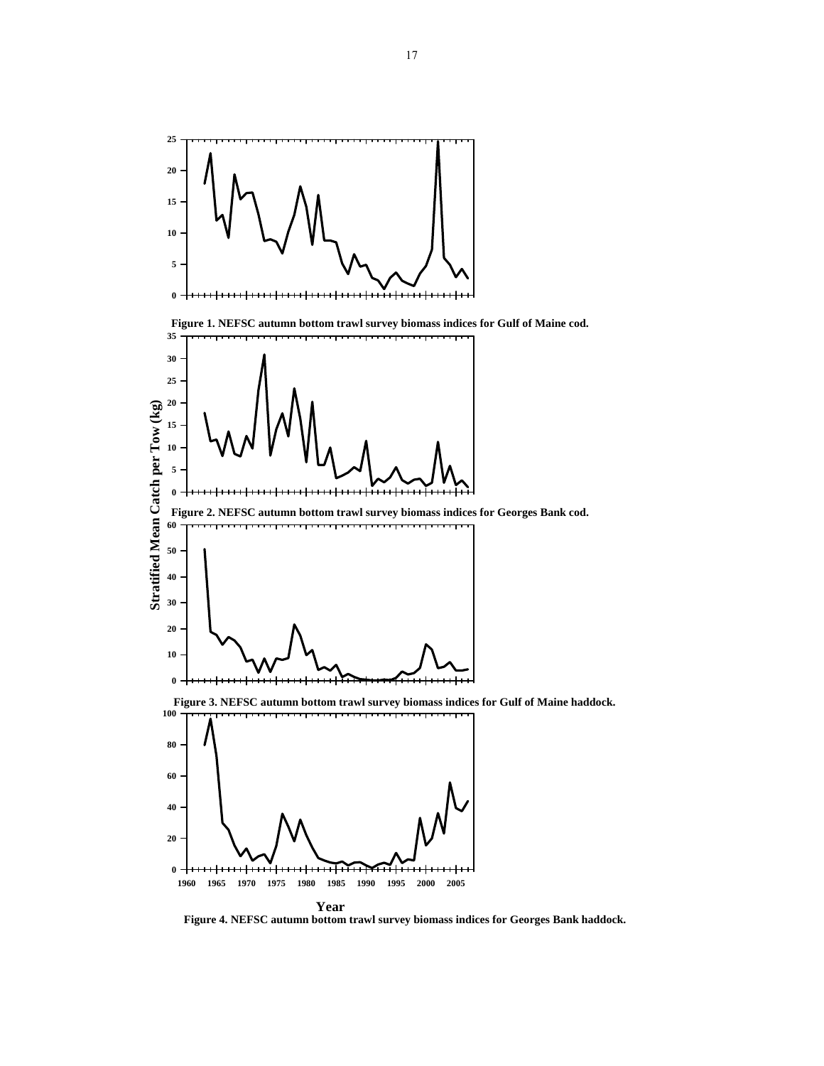Figure 1. NEFSC autumn bottom trawl survey biomass indices for Gulf of Maine cod.

Figure 2. NEFSC autumn bottom trawl survey biomass indices for Georges Bank cod.

Figure 3. NEFSC autumn bottom trawl survey biomass indices for Gulf of Maine haddock.

Figure 4. NEFSC autumn bottom trawl survey biomass indices for Georges Bank haddock.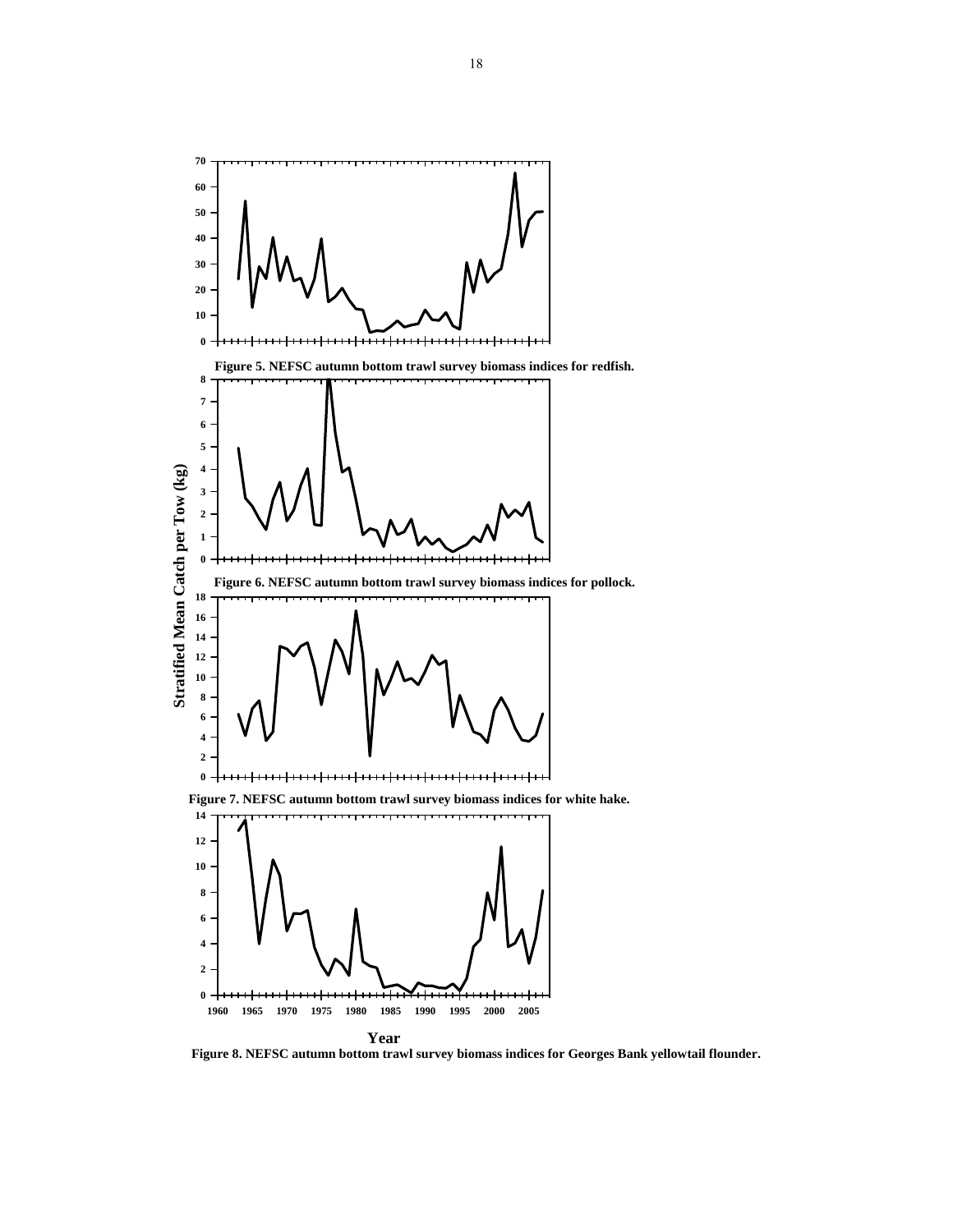Figure 5. NEFSC autumn bottom trawl survey biomass indices for redfish.

Figure 6. NEFSC autumn bottom trawl survey biomass indices for pollock.

Figure 7. NEFSC autumn bottom trawl survey biomass indices for white hake.

Figure 8. NEFSC autumn bottom trawl survey biomass indices for Georges Bank yellowtail flounder.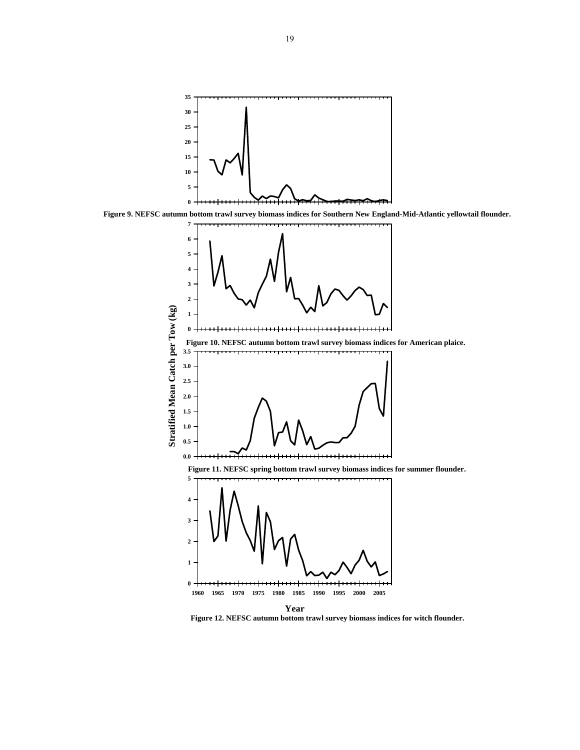Figure 9. NEFSC autumn bottom trawl survey biomass indices for Southern New England-Mid-Atlantic yellowtail flounder.

Figure 10. NEFSC autumn bottom trawl survey biomass indices for American plaice.

Figure 11. NEFSC spring bottom trawl survey biomass indices for summer flounder.

Figure 12. NEFSC autumn bottom trawl survey biomass indices for witch flounder.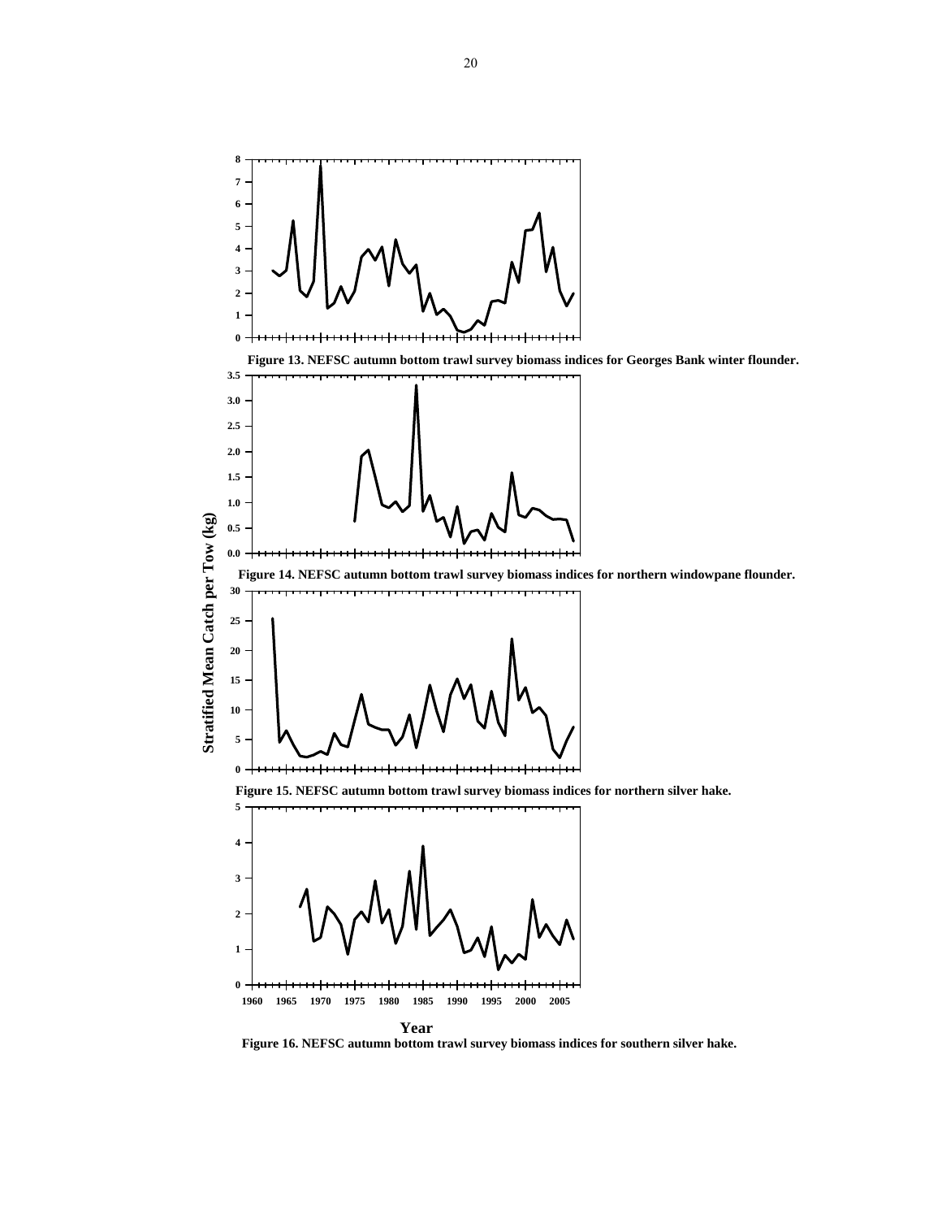Figure 13. NEFSC autumn bottom trawl survey biomass indices for Georges Bank winter flounder.

Figure 14. NEFSC autumn bottom trawl survey biomass indices for northern windowpane flounder.

Figure 15. NEFSC autumn bottom trawl survey biomass indices for northern silver hake.

Figure 16. NEFSC autumn bottom trawl survey biomass indices for southern silver hake.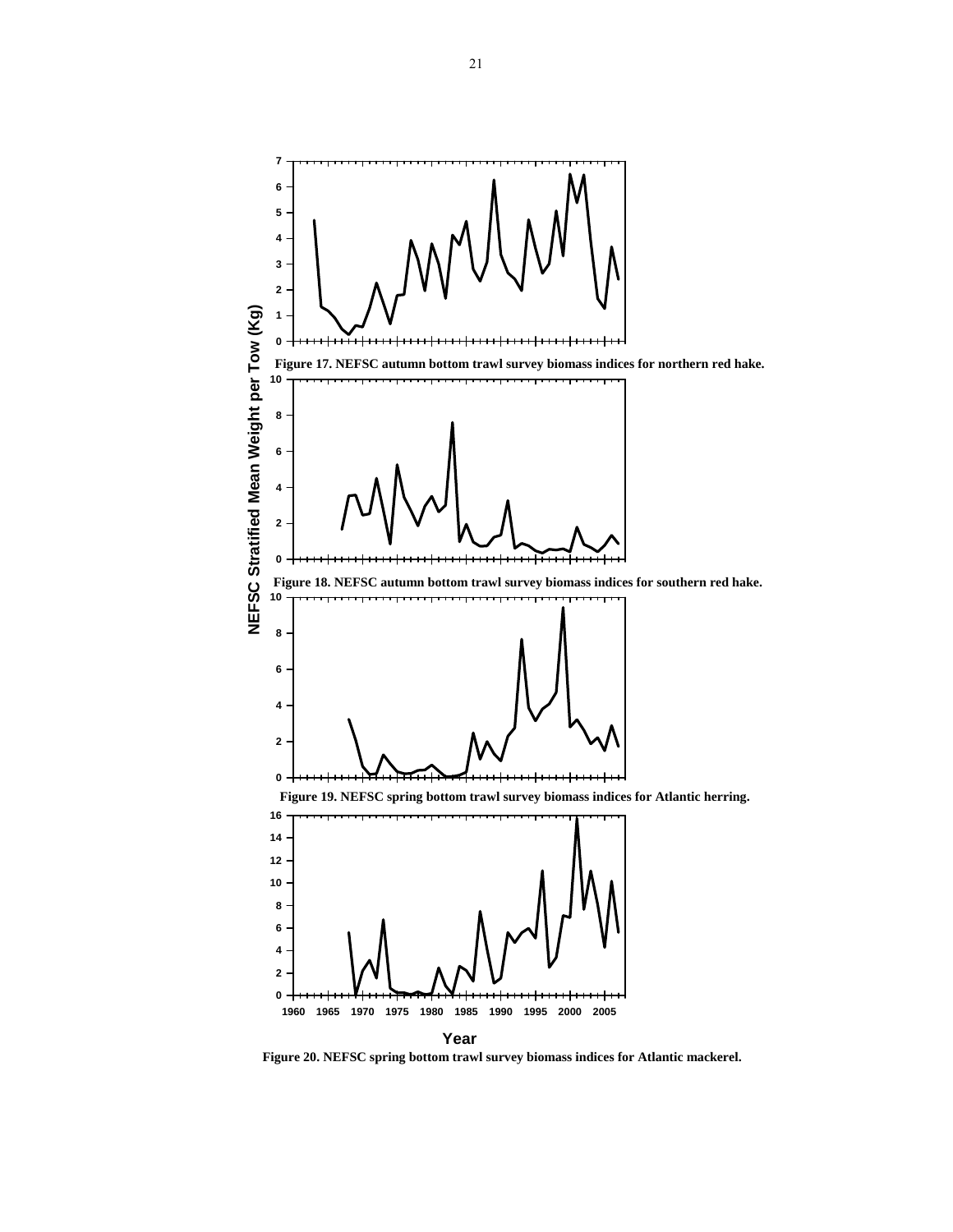Figure 17. NEFSC autumn bottom trawl survey biomass indices for northern red hake.

Figure 18. NEFSC autumn bottom trawl survey biomass indices for southern red hake.

Figure 19. NEFSC spring bottom trawl survey biomass indices for Atlantic herring.

Figure 20. NEFSC spring bottom trawl survey biomass indices for Atlantic mackerel.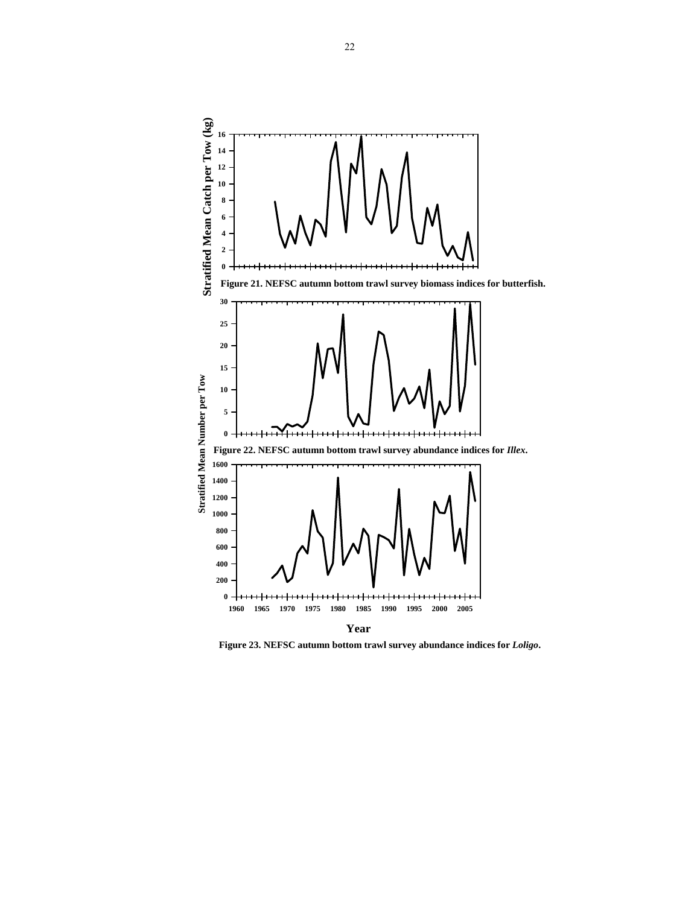Figure 21. NEFSC autumn bottom trawl survey biomass indices for butterfish.

Figure 22. NEFSC autumn bottom trawl survey abundance indices for *Illex*.

Figure 23. NEFSC autumn bottom trawl survey abundance indices for *Loligo*.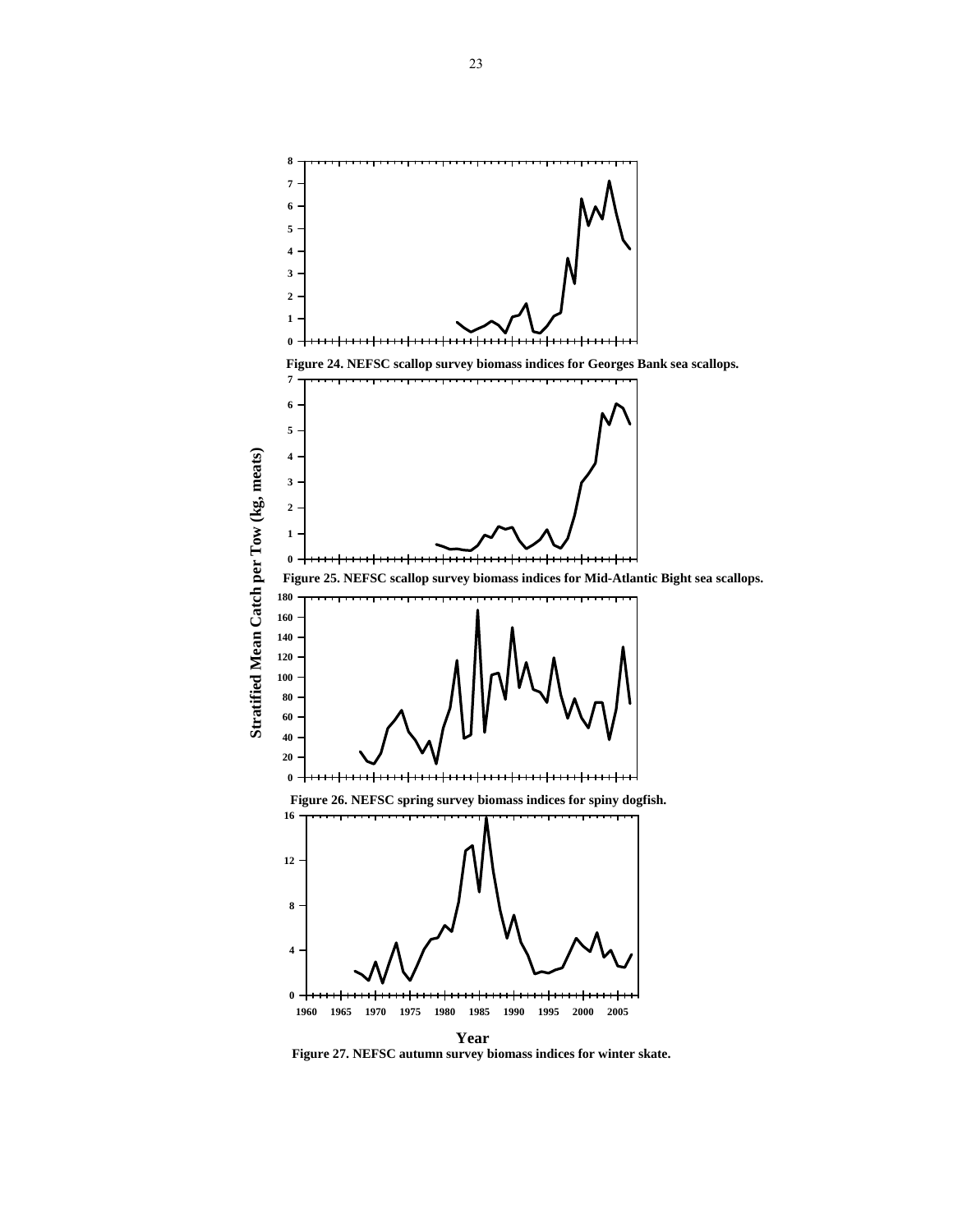Figure 24. NEFSC scallop survey biomass indices for Georges Bank sea scallops.

Figure 25. NEFSC scallop survey biomass indices for Mid-Atlantic Bight sea scallops.

Figure 26. NEFSC spring survey biomass indices for spiny dogfish.

Figure 27. NEFSC autumn survey biomass indices for winter skate.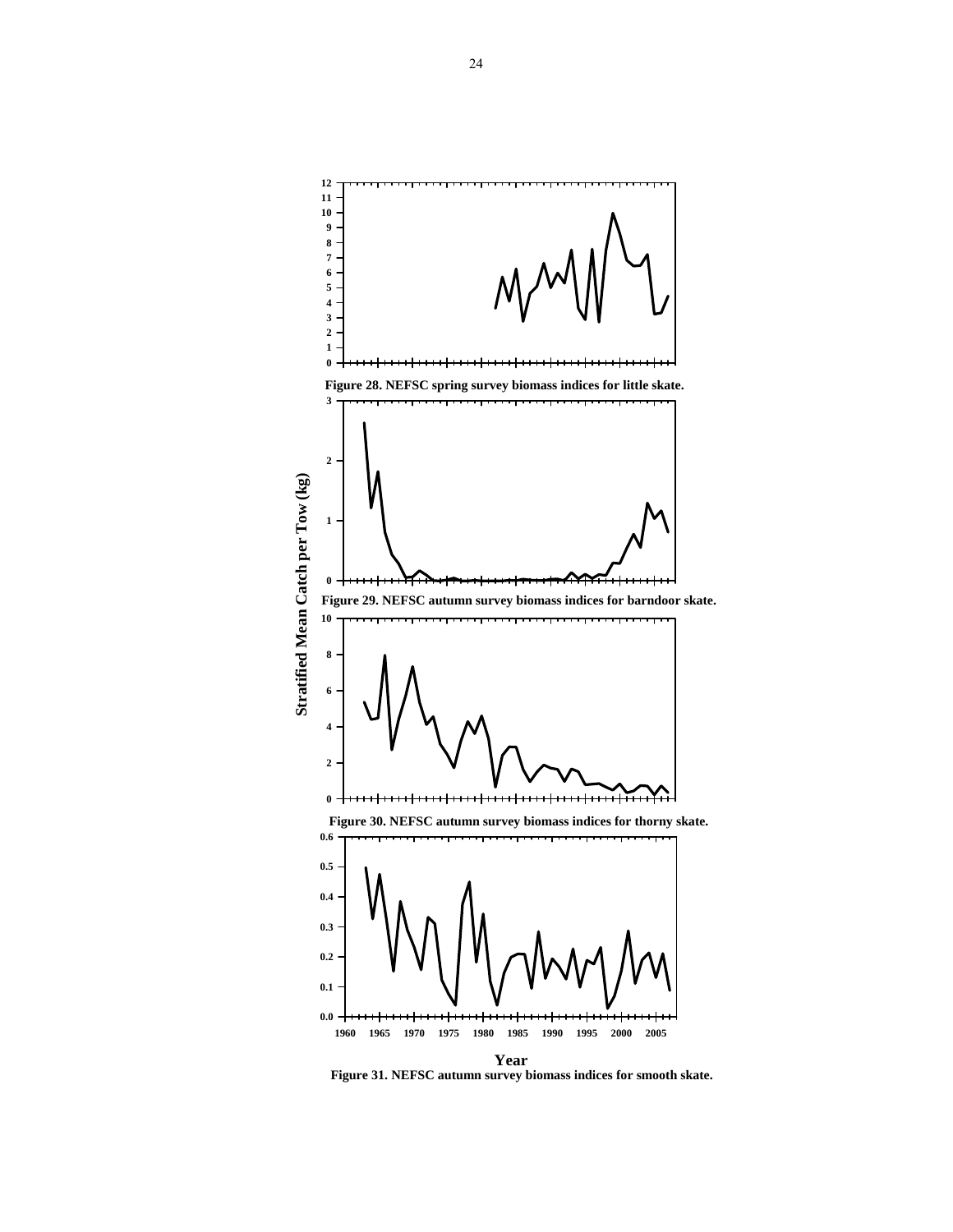Figure 28. NEFSC spring survey biomass indices for little skate.

Figure 29. NEFSC autumn survey biomass indices for barndoor skate.

Figure 30. NEFSC autumn survey biomass indices for thorny skate.

Figure 31. NEFSC autumn survey biomass indices for smooth skate.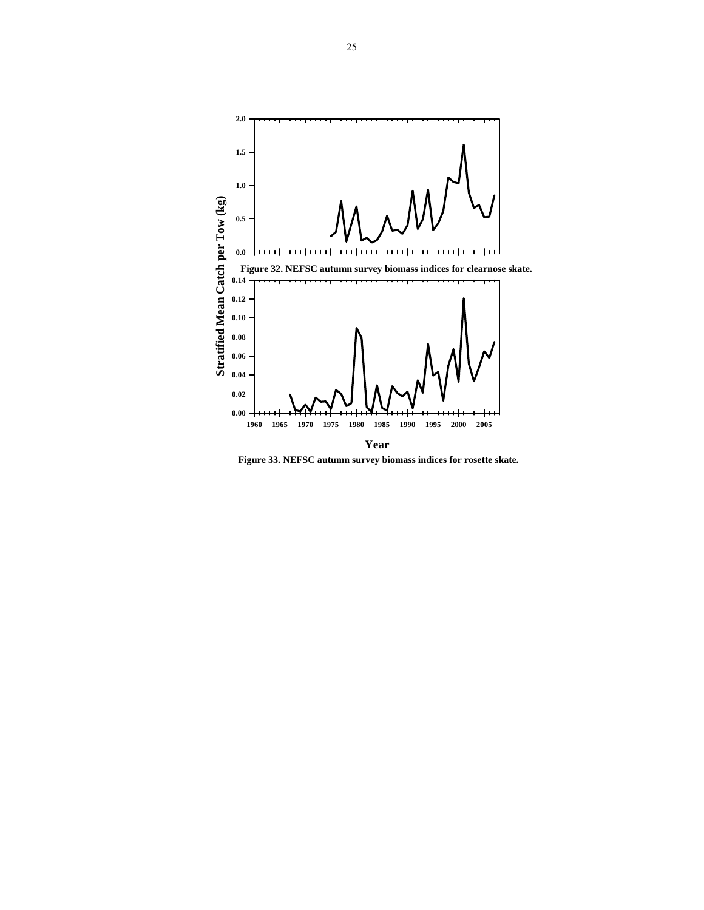2.0

1.5

1.0

0.5

0.0

Stratified Mean Catch per Tow (kg)

**Figure 32. NEFSC autumn survey biomass indices for clearnose skate.**

0.14

0.12

0.10

0.08

0.06

0.04

0.02

0.00

1960 1965 1970 1975 1980 1985 1990 1995 2000 2005

Year

**Figure 33. NEFSC autumn survey biomass indices for rosette skate.**